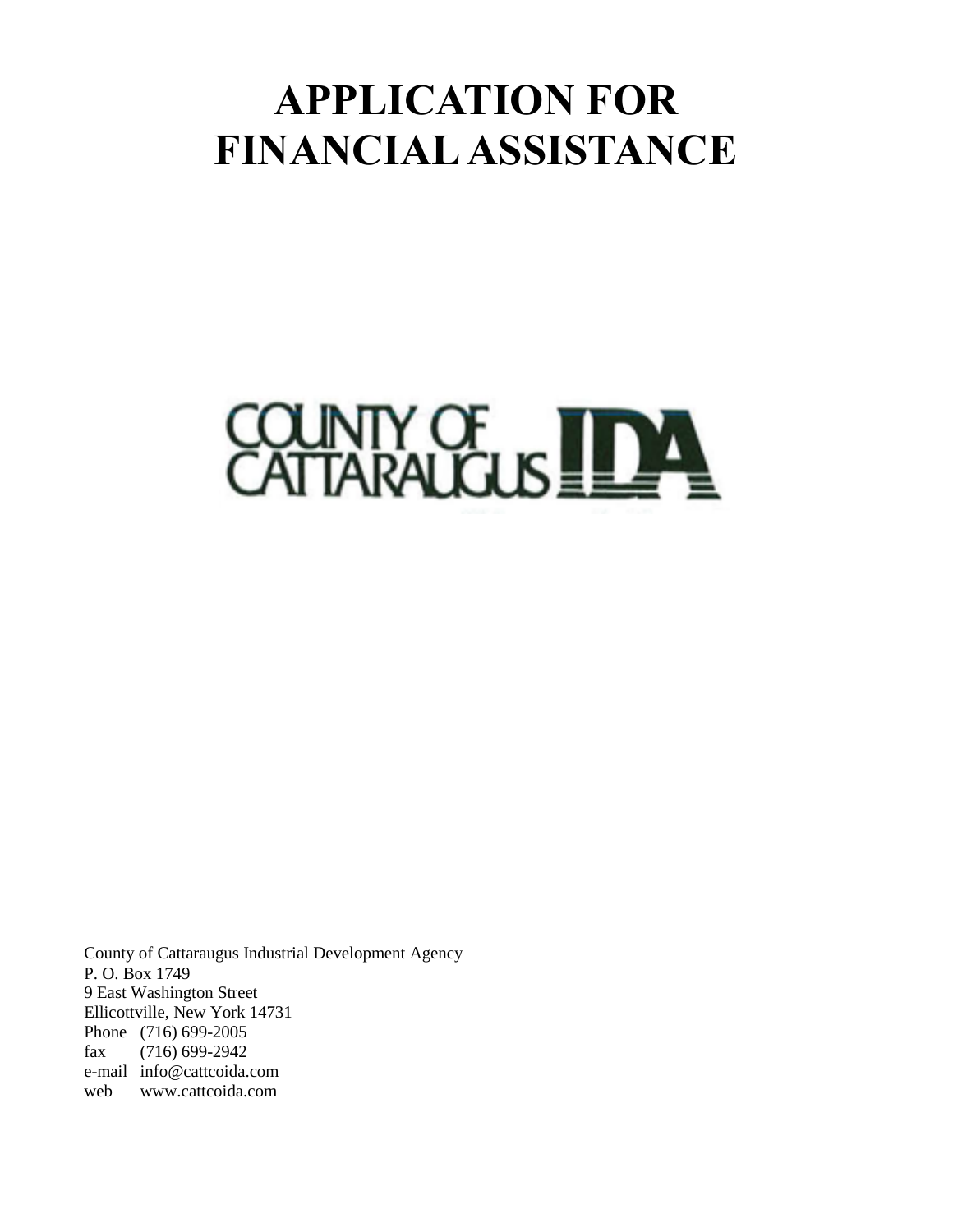# APPLICATION FOR FINANCIAL ASSISTANCE

COUNTY OF CATTARAUGUS IDA

County of Cattaraugus Industrial Development Agency
P. O. Box 1749
9 East Washington Street
Ellicottville, New York 14731
Phone (716) 699-2005
fax (716) 699-2942
e-mail info@cattcoida.com
web www.cattcoida.com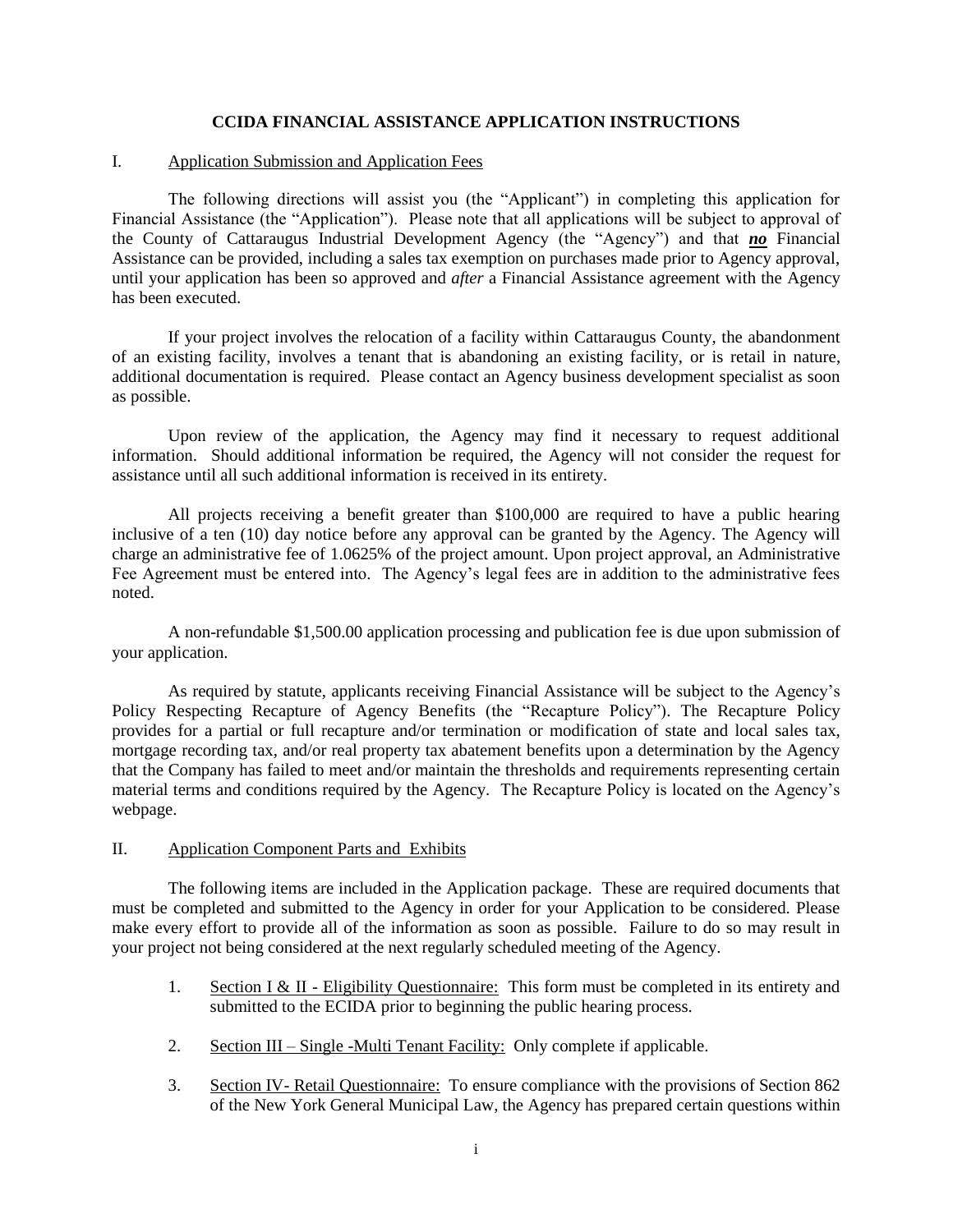# CCIDA FINANCIAL ASSISTANCE APPLICATION INSTRUCTIONS

## I. Application Submission and Application Fees

The following directions will assist you (the "Applicant") in completing this application for Financial Assistance (the "Application"). Please note that all applications will be subject to approval of the County of Cattaraugus Industrial Development Agency (the "Agency") and that ***no*** Financial Assistance can be provided, including a sales tax exemption on purchases made prior to Agency approval, until your application has been so approved and *after* a Financial Assistance agreement with the Agency has been executed.

If your project involves the relocation of a facility within Cattaraugus County, the abandonment of an existing facility, involves a tenant that is abandoning an existing facility, or is retail in nature, additional documentation is required. Please contact an Agency business development specialist as soon as possible.

Upon review of the application, the Agency may find it necessary to request additional information. Should additional information be required, the Agency will not consider the request for assistance until all such additional information is received in its entirety.

All projects receiving a benefit greater than $100,000 are required to have a public hearing inclusive of a ten (10) day notice before any approval can be granted by the Agency. The Agency will charge an administrative fee of 1.0625% of the project amount. Upon project approval, an Administrative Fee Agreement must be entered into. The Agency's legal fees are in addition to the administrative fees noted.

A non-refundable $1,500.00 application processing and publication fee is due upon submission of your application.

As required by statute, applicants receiving Financial Assistance will be subject to the Agency's Policy Respecting Recapture of Agency Benefits (the "Recapture Policy"). The Recapture Policy provides for a partial or full recapture and/or termination or modification of state and local sales tax, mortgage recording tax, and/or real property tax abatement benefits upon a determination by the Agency that the Company has failed to meet and/or maintain the thresholds and requirements representing certain material terms and conditions required by the Agency. The Recapture Policy is located on the Agency's webpage.

## II. Application Component Parts and Exhibits

The following items are included in the Application package. These are required documents that must be completed and submitted to the Agency in order for your Application to be considered. Please make every effort to provide all of the information as soon as possible. Failure to do so may result in your project not being considered at the next regularly scheduled meeting of the Agency.

1. Section I & II - Eligibility Questionnaire: This form must be completed in its entirety and submitted to the ECIDA prior to beginning the public hearing process.
2. Section III – Single -Multi Tenant Facility: Only complete if applicable.
3. Section IV- Retail Questionnaire: To ensure compliance with the provisions of Section 862 of the New York General Municipal Law, the Agency has prepared certain questions within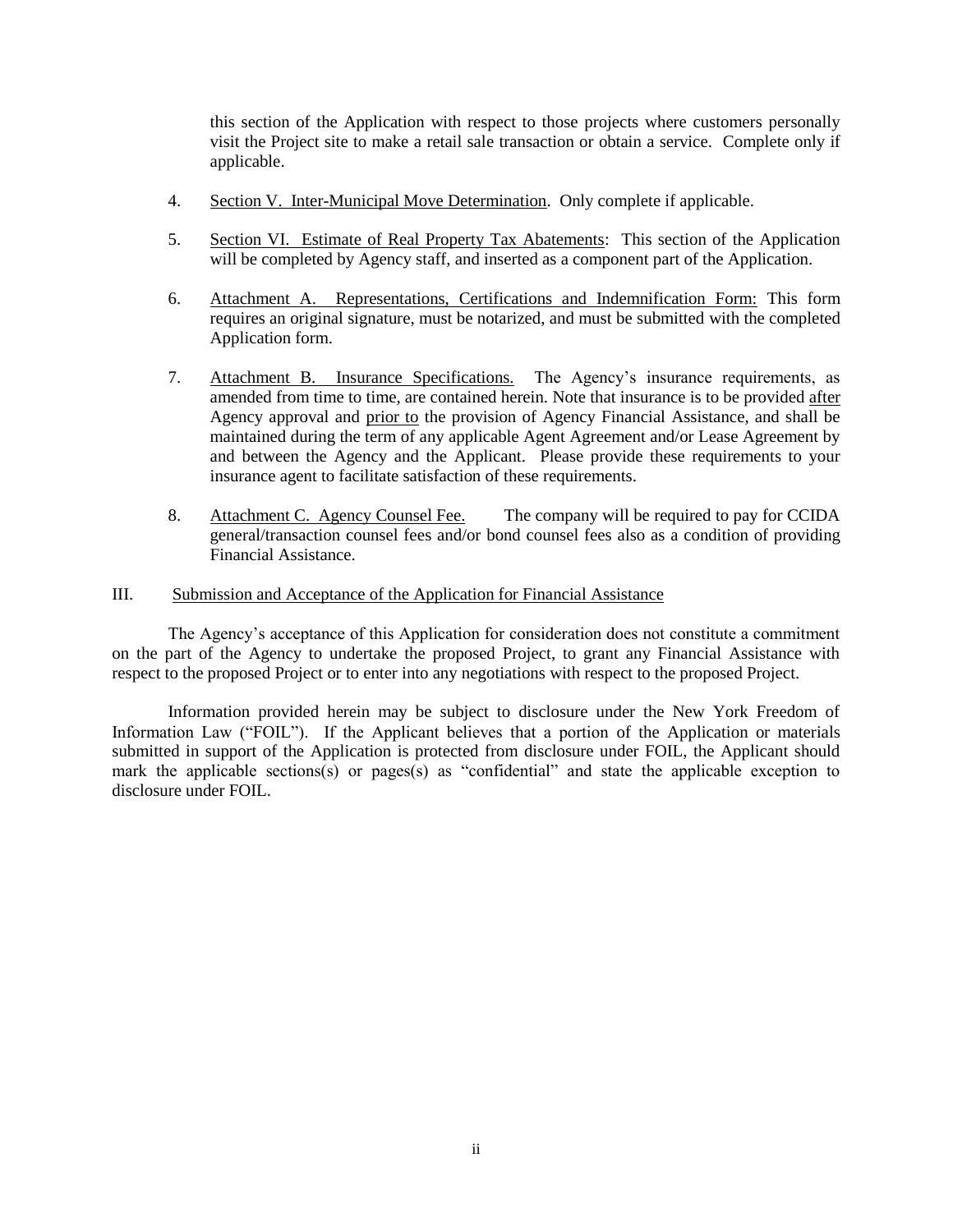this section of the Application with respect to those projects where customers personally visit the Project site to make a retail sale transaction or obtain a service. Complete only if applicable.

4. Section V. Inter-Municipal Move Determination. Only complete if applicable.

5. Section VI. Estimate of Real Property Tax Abatements: This section of the Application will be completed by Agency staff, and inserted as a component part of the Application.

6. Attachment A. Representations, Certifications and Indemnification Form: This form requires an original signature, must be notarized, and must be submitted with the completed Application form.

7. Attachment B. Insurance Specifications. The Agency's insurance requirements, as amended from time to time, are contained herein. Note that insurance is to be provided after Agency approval and prior to the provision of Agency Financial Assistance, and shall be maintained during the term of any applicable Agent Agreement and/or Lease Agreement by and between the Agency and the Applicant. Please provide these requirements to your insurance agent to facilitate satisfaction of these requirements.

8. Attachment C. Agency Counsel Fee. The company will be required to pay for CCIDA general/transaction counsel fees and/or bond counsel fees also as a condition of providing Financial Assistance.

## III. Submission and Acceptance of the Application for Financial Assistance

The Agency's acceptance of this Application for consideration does not constitute a commitment on the part of the Agency to undertake the proposed Project, to grant any Financial Assistance with respect to the proposed Project or to enter into any negotiations with respect to the proposed Project.

Information provided herein may be subject to disclosure under the New York Freedom of Information Law ("FOIL"). If the Applicant believes that a portion of the Application or materials submitted in support of the Application is protected from disclosure under FOIL, the Applicant should mark the applicable sections(s) or pages(s) as "confidential" and state the applicable exception to disclosure under FOIL.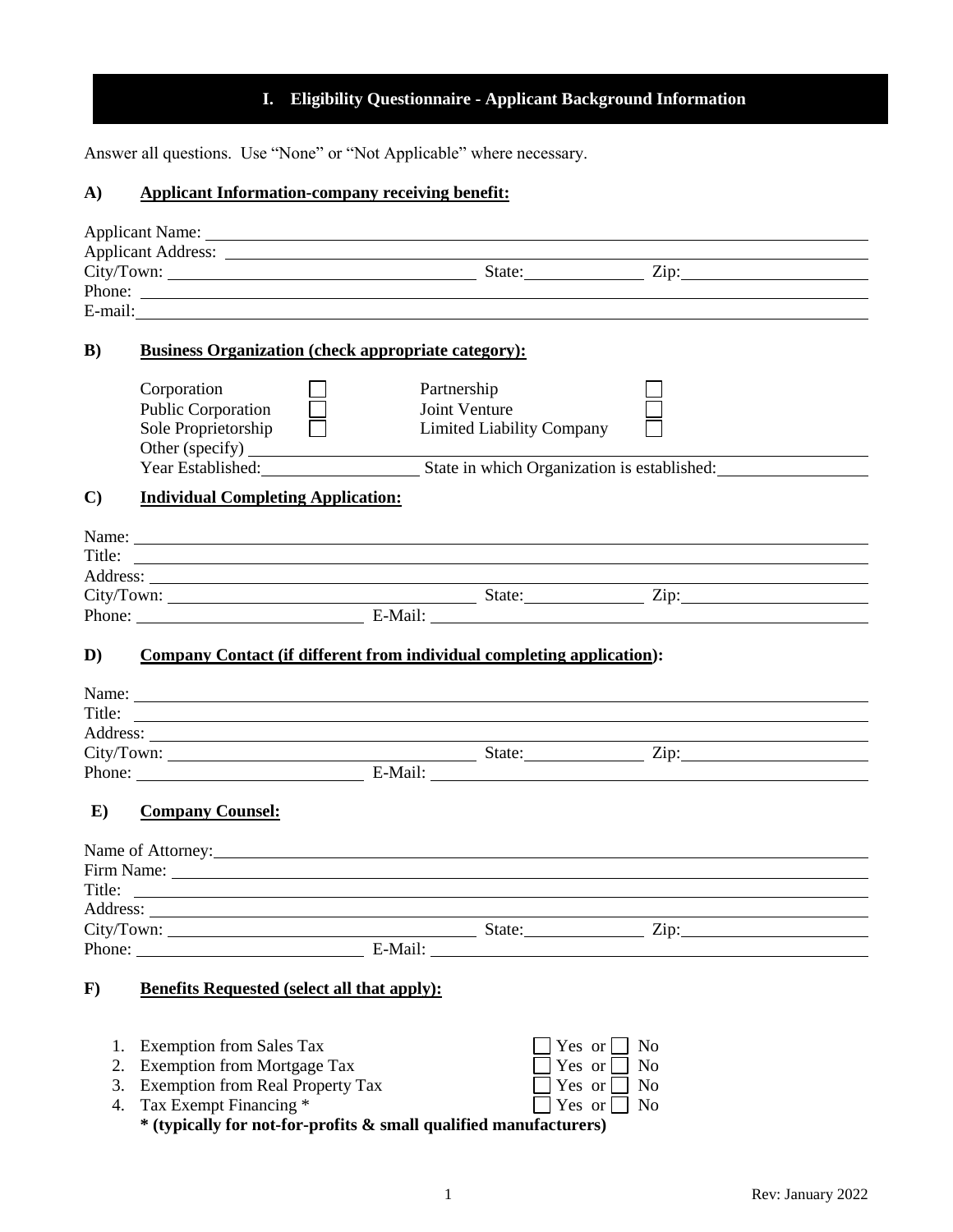## I. Eligibility Questionnaire - Applicant Background Information

Answer all questions. Use "None" or "Not Applicable" where necessary.

### A) Applicant Information-company receiving benefit:

Applicant Name: \_\_\_\_\_\_\_\_\_\_\_\_\_\_\_\_\_\_\_\_

Applicant Address: \_\_\_\_\_\_\_\_\_\_\_\_\_\_\_\_\_\_\_\_

City/Town: \_\_\_\_\_\_\_\_\_\_ State: \_\_\_\_\_\_\_\_ Zip: \_\_\_\_\_\_\_\_

Phone: \_\_\_\_\_\_\_\_\_\_\_\_\_\_\_\_\_\_\_\_

E-mail: \_\_\_\_\_\_\_\_\_\_\_\_\_\_\_\_\_\_\_\_

### B) Business Organization (check appropriate category):

- ☐ Corporation
- ☐ Public Corporation
- ☐ Sole Proprietorship
- ☐ Partnership
- ☐ Joint Venture
- ☐ Limited Liability Company

Other (specify) \_\_\_\_\_\_\_\_\_\_\_\_\_\_\_\_\_\_\_\_

Year Established: \_\_\_\_\_\_\_\_\_\_ State in which Organization is established: \_\_\_\_\_\_\_\_\_\_

### C) Individual Completing Application:

Name: \_\_\_\_\_\_\_\_\_\_\_\_\_\_\_\_\_\_\_\_

Title: \_\_\_\_\_\_\_\_\_\_\_\_\_\_\_\_\_\_\_\_

Address: \_\_\_\_\_\_\_\_\_\_\_\_\_\_\_\_\_\_\_\_

City/Town: \_\_\_\_\_\_\_\_\_\_ State: \_\_\_\_\_\_\_\_ Zip: \_\_\_\_\_\_\_\_

Phone: \_\_\_\_\_\_\_\_\_\_ E-Mail: \_\_\_\_\_\_\_\_\_\_

### D) Company Contact (if different from individual completing application):

Name: \_\_\_\_\_\_\_\_\_\_\_\_\_\_\_\_\_\_\_\_

Title: \_\_\_\_\_\_\_\_\_\_\_\_\_\_\_\_\_\_\_\_

Address: \_\_\_\_\_\_\_\_\_\_\_\_\_\_\_\_\_\_\_\_

City/Town: \_\_\_\_\_\_\_\_\_\_ State: \_\_\_\_\_\_\_\_ Zip: \_\_\_\_\_\_\_\_

Phone: \_\_\_\_\_\_\_\_\_\_ E-Mail: \_\_\_\_\_\_\_\_\_\_

### E) Company Counsel:

Name of Attorney: \_\_\_\_\_\_\_\_\_\_\_\_\_\_\_\_\_\_\_\_

Firm Name: \_\_\_\_\_\_\_\_\_\_\_\_\_\_\_\_\_\_\_\_

Title: \_\_\_\_\_\_\_\_\_\_\_\_\_\_\_\_\_\_\_\_

Address: \_\_\_\_\_\_\_\_\_\_\_\_\_\_\_\_\_\_\_\_

City/Town: \_\_\_\_\_\_\_\_\_\_ State: \_\_\_\_\_\_\_\_ Zip: \_\_\_\_\_\_\_\_

Phone: \_\_\_\_\_\_\_\_\_\_ E-Mail: \_\_\_\_\_\_\_\_\_\_

### F) Benefits Requested (select all that apply):

1. Exemption from Sales Tax ☐ Yes or ☐ No
2. Exemption from Mortgage Tax ☐ Yes or ☐ No
3. Exemption from Real Property Tax ☐ Yes or ☐ No
4. Tax Exempt Financing * ☐ Yes or ☐ No

**\* (typically for not-for-profits & small qualified manufacturers)**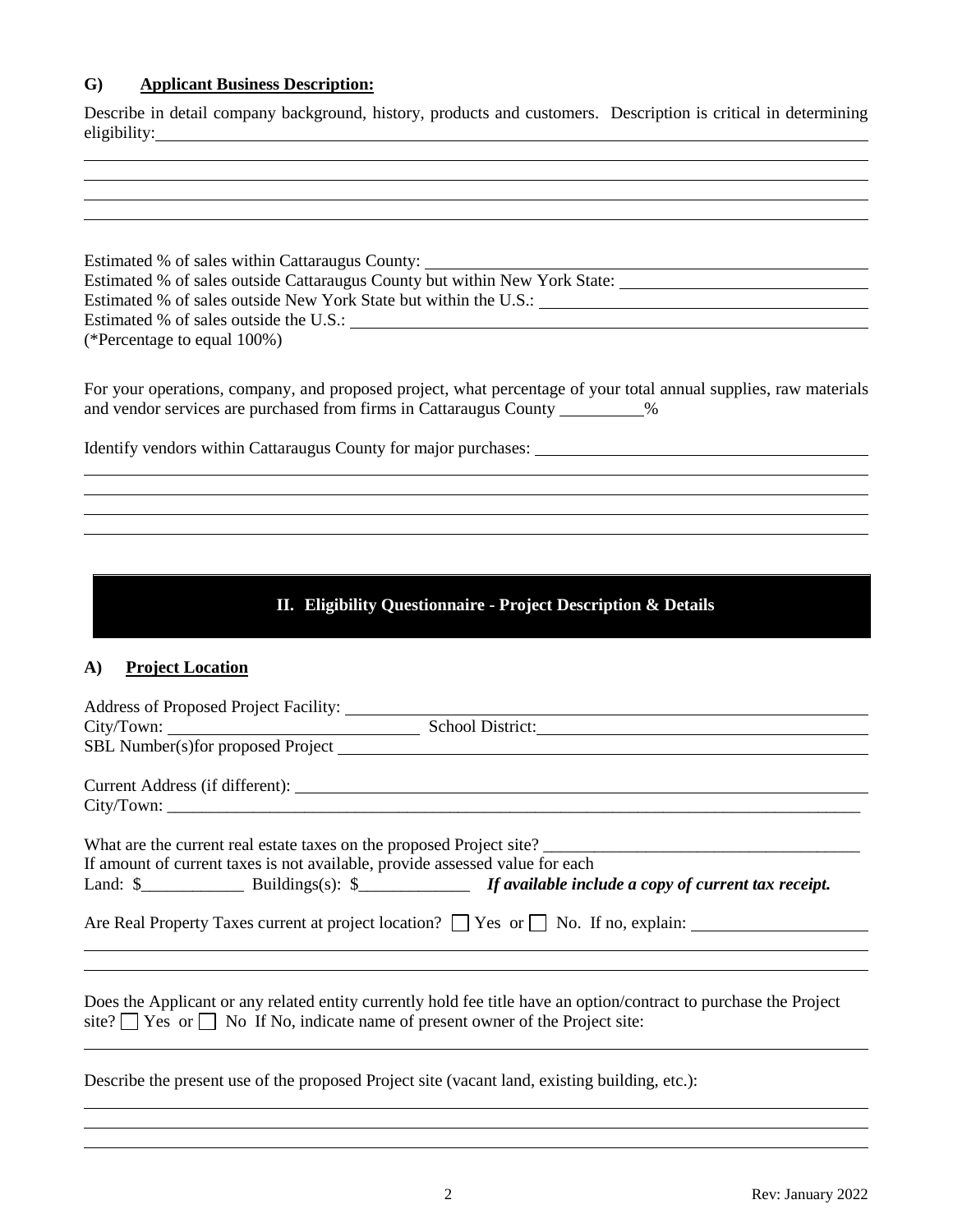### G) **Applicant Business Description:**

Describe in detail company background, history, products and customers. Description is critical in determining eligibility:

Estimated % of sales within Cattaraugus County:

Estimated % of sales outside Cattaraugus County but within New York State:

Estimated % of sales outside New York State but within the U.S.:

Estimated % of sales outside the U.S.:

(*Percentage to equal 100%)

For your operations, company, and proposed project, what percentage of your total annual supplies, raw materials and vendor services are purchased from firms in Cattaraugus County __________%

Identify vendors within Cattaraugus County for major purchases:

## II. Eligibility Questionnaire - Project Description & Details

### A) **Project Location**

Address of Proposed Project Facility:

City/Town: School District:

SBL Number(s)for proposed Project

Current Address (if different):

City/Town: ___________________________________________________________________________

What are the current real estate taxes on the proposed Project site? _____________________________________

If amount of current taxes is not available, provide assessed value for each

Land: \$____________ Buildings(s): \$_____________ ***If available include a copy of current tax receipt.***

Are Real Property Taxes current at project location? ☐ Yes or ☐ No. If no, explain:

Does the Applicant or any related entity currently hold fee title have an option/contract to purchase the Project site? ☐ Yes or ☐ No If No, indicate name of present owner of the Project site:

Describe the present use of the proposed Project site (vacant land, existing building, etc.):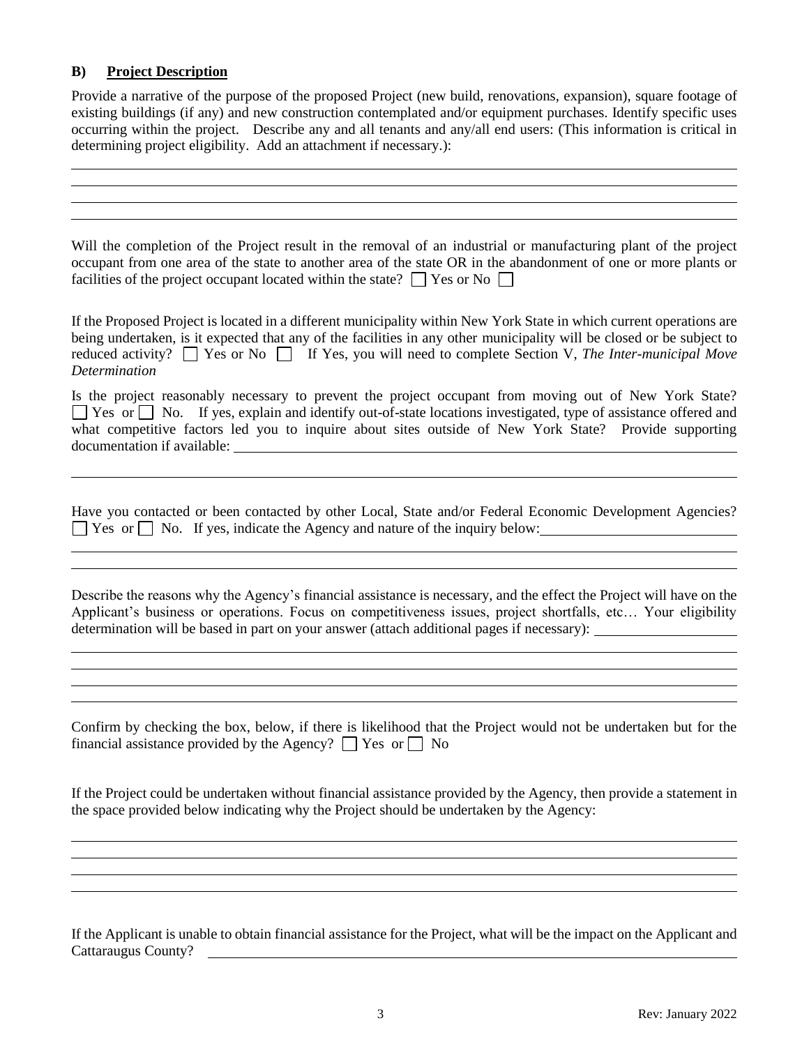## B) Project Description

Provide a narrative of the purpose of the proposed Project (new build, renovations, expansion), square footage of existing buildings (if any) and new construction contemplated and/or equipment purchases. Identify specific uses occurring within the project. Describe any and all tenants and any/all end users: (This information is critical in determining project eligibility. Add an attachment if necessary.):

Will the completion of the Project result in the removal of an industrial or manufacturing plant of the project occupant from one area of the state to another area of the state OR in the abandonment of one or more plants or facilities of the project occupant located within the state? ☐ Yes or No ☐

If the Proposed Project is located in a different municipality within New York State in which current operations are being undertaken, is it expected that any of the facilities in any other municipality will be closed or be subject to reduced activity? ☐ Yes or No ☐ If Yes, you will need to complete Section V, *The Inter-municipal Move Determination*

Is the project reasonably necessary to prevent the project occupant from moving out of New York State? ☐ Yes or ☐ No. If yes, explain and identify out-of-state locations investigated, type of assistance offered and what competitive factors led you to inquire about sites outside of New York State? Provide supporting documentation if available:

Have you contacted or been contacted by other Local, State and/or Federal Economic Development Agencies? ☐ Yes or ☐ No. If yes, indicate the Agency and nature of the inquiry below:

Describe the reasons why the Agency's financial assistance is necessary, and the effect the Project will have on the Applicant's business or operations. Focus on competitiveness issues, project shortfalls, etc… Your eligibility determination will be based in part on your answer (attach additional pages if necessary):

Confirm by checking the box, below, if there is likelihood that the Project would not be undertaken but for the financial assistance provided by the Agency? ☐ Yes or ☐ No

If the Project could be undertaken without financial assistance provided by the Agency, then provide a statement in the space provided below indicating why the Project should be undertaken by the Agency:

If the Applicant is unable to obtain financial assistance for the Project, what will be the impact on the Applicant and Cattaraugus County?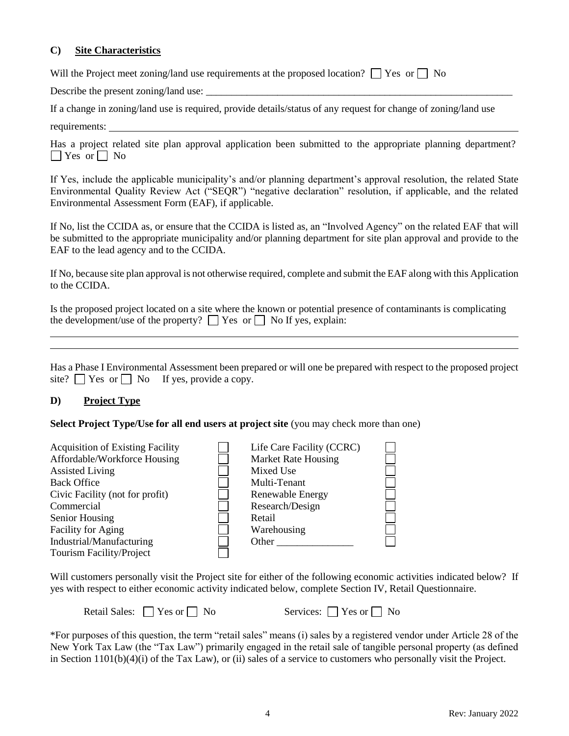### C) **Site Characteristics**

Will the Project meet zoning/land use requirements at the proposed location? ☐ Yes or ☐ No

Describe the present zoning/land use: ___________________________________________

If a change in zoning/land use is required, provide details/status of any request for change of zoning/land use requirements: ___________________________________________

Has a project related site plan approval application been submitted to the appropriate planning department? ☐ Yes or ☐ No

If Yes, include the applicable municipality's and/or planning department's approval resolution, the related State Environmental Quality Review Act ("SEQR") "negative declaration" resolution, if applicable, and the related Environmental Assessment Form (EAF), if applicable.

If No, list the CCIDA as, or ensure that the CCIDA is listed as, an "Involved Agency" on the related EAF that will be submitted to the appropriate municipality and/or planning department for site plan approval and provide to the EAF to the lead agency and to the CCIDA.

If No, because site plan approval is not otherwise required, complete and submit the EAF along with this Application to the CCIDA.

Is the proposed project located on a site where the known or potential presence of contaminants is complicating the development/use of the property? ☐ Yes or ☐ No If yes, explain:

___________________________________________

___________________________________________

Has a Phase I Environmental Assessment been prepared or will one be prepared with respect to the proposed project site? ☐ Yes or ☐ No If yes, provide a copy.

### D) **Project Type**

**Select Project Type/Use for all end users at project site** (you may check more than one)

| | | | |
|---|---|---|---|
| Acquisition of Existing Facility | ☐ | Life Care Facility (CCRC) | ☐ |
| Affordable/Workforce Housing | ☐ | Market Rate Housing | ☐ |
| Assisted Living | ☐ | Mixed Use | ☐ |
| Back Office | ☐ | Multi-Tenant | ☐ |
| Civic Facility (not for profit) | ☐ | Renewable Energy | ☐ |
| Commercial | ☐ | Research/Design | ☐ |
| Senior Housing | ☐ | Retail | ☐ |
| Facility for Aging | ☐ | Warehousing | ☐ |
| Industrial/Manufacturing | ☐ | Other _______________ | ☐ |
| Tourism Facility/Project | ☐ | | |

Will customers personally visit the Project site for either of the following economic activities indicated below? If yes with respect to either economic activity indicated below, complete Section IV, Retail Questionnaire.

Retail Sales: ☐ Yes or ☐ No Services: ☐ Yes or ☐ No

*For purposes of this question, the term "retail sales" means (i) sales by a registered vendor under Article 28 of the New York Tax Law (the "Tax Law") primarily engaged in the retail sale of tangible personal property (as defined in Section 1101(b)(4)(i) of the Tax Law), or (ii) sales of a service to customers who personally visit the Project.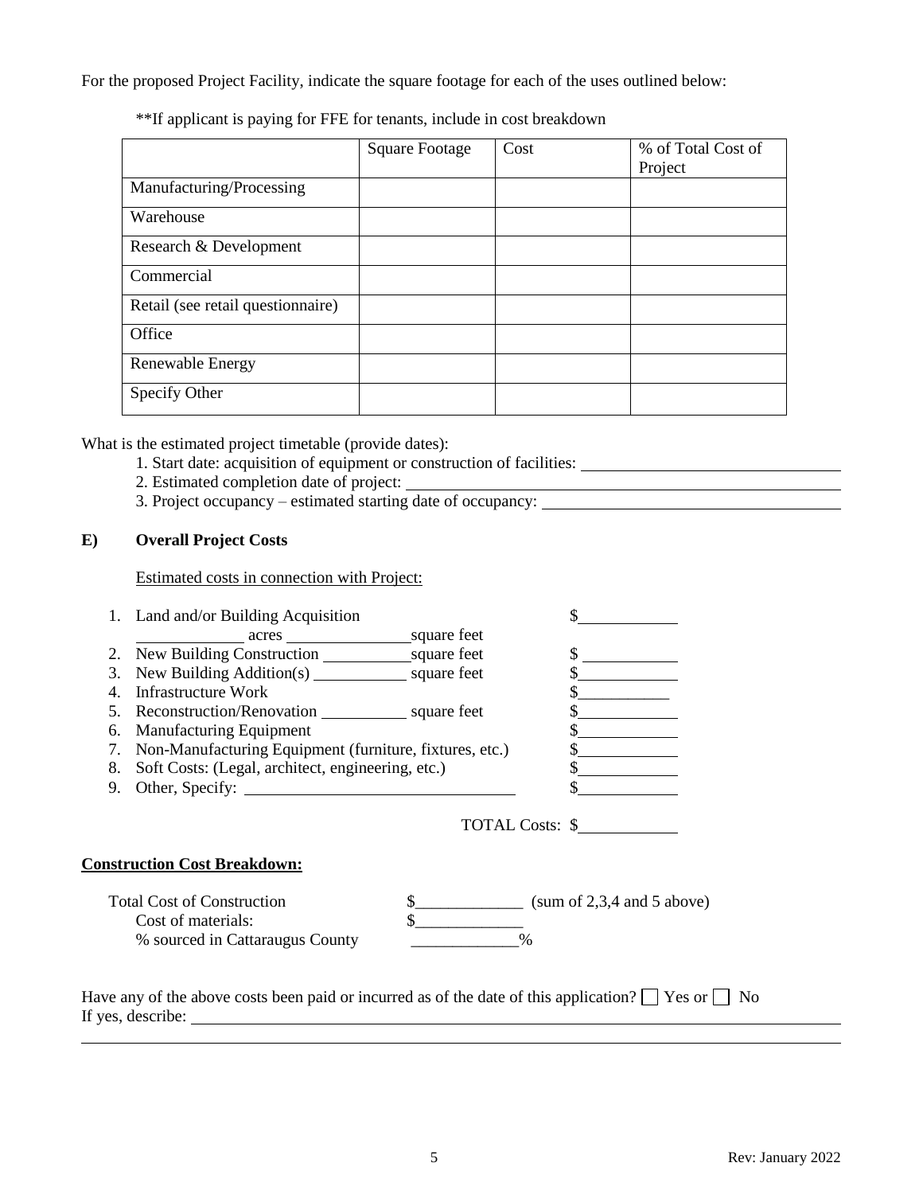For the proposed Project Facility, indicate the square footage for each of the uses outlined below:

**If applicant is paying for FFE for tenants, include in cost breakdown

| | Square Footage | Cost | % of Total Cost of Project |
|---|---|---|---|
| Manufacturing/Processing | | | |
| Warehouse | | | |
| Research & Development | | | |
| Commercial | | | |
| Retail (see retail questionnaire) | | | |
| Office | | | |
| Renewable Energy | | | |
| Specify Other | | | |

What is the estimated project timetable (provide dates):

1. Start date: acquisition of equipment or construction of facilities: ______________________
2. Estimated completion date of project: ______________________
3. Project occupancy – estimated starting date of occupancy: ______________________

## E) Overall Project Costs

Estimated costs in connection with Project:

1. Land and/or Building Acquisition $__________
   __________ acres __________ square feet
2. New Building Construction __________ square feet $__________
3. New Building Addition(s) __________ square feet $__________
4. Infrastructure Work $__________
5. Reconstruction/Renovation __________ square feet $__________
6. Manufacturing Equipment $__________
7. Non-Manufacturing Equipment (furniture, fixtures, etc.) $__________
8. Soft Costs: (Legal, architect, engineering, etc.) $__________
9. Other, Specify: ______________________ $__________

TOTAL Costs: $__________

**Construction Cost Breakdown:**

Total Cost of Construction $_____________ (sum of 2,3,4 and 5 above)
Cost of materials: $_____________
% sourced in Cattaraugus County _____________%

Have any of the above costs been paid or incurred as of the date of this application? ☐ Yes or ☐ No
If yes, describe: ______________________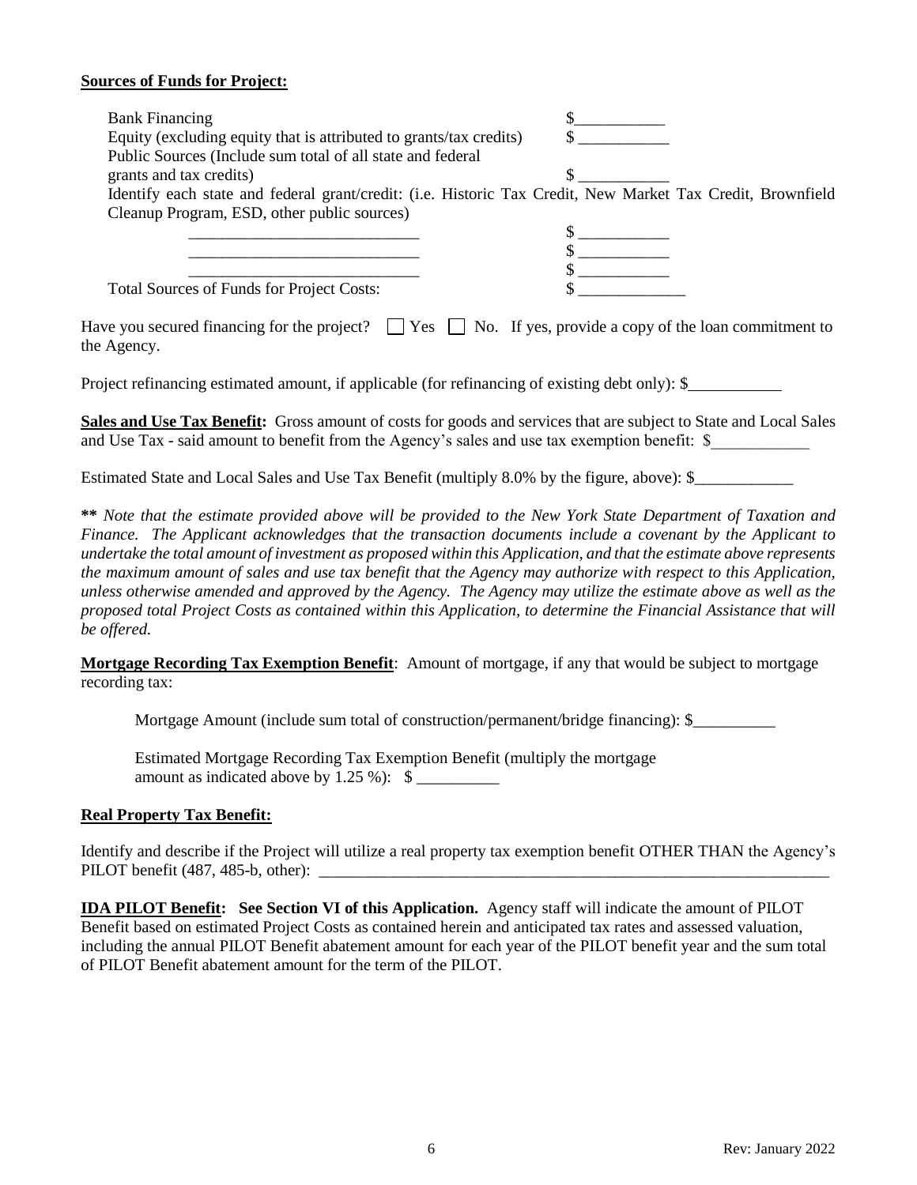**Sources of Funds for Project:**

Bank Financing $\_\_\_\_\_\_\_\_\_\_\_

Equity (excluding equity that is attributed to grants/tax credits) $ \_\_\_\_\_\_\_\_\_\_\_

Public Sources (Include sum total of all state and federal grants and tax credits) $ \_\_\_\_\_\_\_\_\_\_\_

Identify each state and federal grant/credit: (i.e. Historic Tax Credit, New Market Tax Credit, Brownfield Cleanup Program, ESD, other public sources)

\_\_\_\_\_\_\_\_\_\_\_\_\_\_\_\_\_\_\_\_\_\_\_\_\_\_\_\_ $ \_\_\_\_\_\_\_\_\_\_\_

\_\_\_\_\_\_\_\_\_\_\_\_\_\_\_\_\_\_\_\_\_\_\_\_\_\_\_\_ $ \_\_\_\_\_\_\_\_\_\_\_

\_\_\_\_\_\_\_\_\_\_\_\_\_\_\_\_\_\_\_\_\_\_\_\_\_\_\_\_ $ \_\_\_\_\_\_\_\_\_\_\_

Total Sources of Funds for Project Costs: $ \_\_\_\_\_\_\_\_\_\_\_\_\_

Have you secured financing for the project? ☐ Yes ☐ No. If yes, provide a copy of the loan commitment to the Agency.

Project refinancing estimated amount, if applicable (for refinancing of existing debt only): $\_\_\_\_\_\_\_\_\_\_\_

**Sales and Use Tax Benefit:** Gross amount of costs for goods and services that are subject to State and Local Sales and Use Tax - said amount to benefit from the Agency's sales and use tax exemption benefit: $\_\_\_\_\_\_\_\_\_\_\_\_

Estimated State and Local Sales and Use Tax Benefit (multiply 8.0% by the figure, above): $\_\_\_\_\_\_\_\_\_\_\_\_

**\*\*** *Note that the estimate provided above will be provided to the New York State Department of Taxation and Finance. The Applicant acknowledges that the transaction documents include a covenant by the Applicant to undertake the total amount of investment as proposed within this Application, and that the estimate above represents the maximum amount of sales and use tax benefit that the Agency may authorize with respect to this Application, unless otherwise amended and approved by the Agency. The Agency may utilize the estimate above as well as the proposed total Project Costs as contained within this Application, to determine the Financial Assistance that will be offered.*

**Mortgage Recording Tax Exemption Benefit**: Amount of mortgage, if any that would be subject to mortgage recording tax:

Mortgage Amount (include sum total of construction/permanent/bridge financing): $\_\_\_\_\_\_\_\_\_\_

Estimated Mortgage Recording Tax Exemption Benefit (multiply the mortgage amount as indicated above by 1.25 %): $ \_\_\_\_\_\_\_\_\_\_

**Real Property Tax Benefit:**

Identify and describe if the Project will utilize a real property tax exemption benefit OTHER THAN the Agency's PILOT benefit (487, 485-b, other): \_\_\_\_\_\_\_\_\_\_\_\_\_\_\_\_\_\_\_\_\_\_\_\_\_\_\_\_\_\_\_\_\_\_\_\_\_\_\_\_\_\_\_\_\_\_\_\_\_\_\_\_\_\_\_\_\_\_\_\_\_\_

**IDA PILOT Benefit: See Section VI of this Application.** Agency staff will indicate the amount of PILOT Benefit based on estimated Project Costs as contained herein and anticipated tax rates and assessed valuation, including the annual PILOT Benefit abatement amount for each year of the PILOT benefit year and the sum total of PILOT Benefit abatement amount for the term of the PILOT.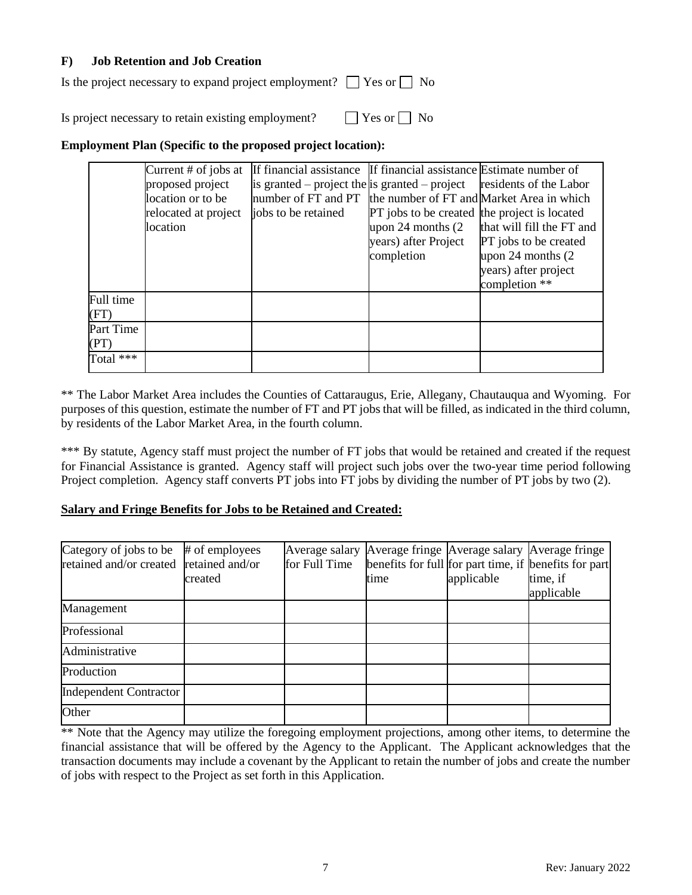### F) Job Retention and Job Creation

Is the project necessary to expand project employment? ☐ Yes or ☐ No

Is project necessary to retain existing employment? ☐ Yes or ☐ No

**Employment Plan (Specific to the proposed project location):**

| | Current # of jobs at proposed project location or to be relocated at project location | If financial assistance is granted – project the number of FT and PT jobs to be retained | If financial assistance is granted – project the number of FT and PT jobs to be created upon 24 months (2 years) after Project completion | Estimate number of residents of the Labor Market Area in which the project is located that will fill the FT and PT jobs to be created upon 24 months (2 years) after project completion ** |
|---|---|---|---|---|
| Full time (FT) | | | | |
| Part Time (PT) | | | | |
| Total *** | | | | |

** The Labor Market Area includes the Counties of Cattaraugus, Erie, Allegany, Chautauqua and Wyoming. For purposes of this question, estimate the number of FT and PT jobs that will be filled, as indicated in the third column, by residents of the Labor Market Area, in the fourth column.

*** By statute, Agency staff must project the number of FT jobs that would be retained and created if the request for Financial Assistance is granted. Agency staff will project such jobs over the two-year time period following Project completion. Agency staff converts PT jobs into FT jobs by dividing the number of PT jobs by two (2).

**Salary and Fringe Benefits for Jobs to be Retained and Created:**

| Category of jobs to be retained and/or created | # of employees retained and/or created | Average salary for Full Time | Average fringe benefits for full time | Average salary for part time, if applicable | Average fringe benefits for part time, if applicable |
|---|---|---|---|---|---|
| Management | | | | | |
| Professional | | | | | |
| Administrative | | | | | |
| Production | | | | | |
| Independent Contractor | | | | | |
| Other | | | | | |

** Note that the Agency may utilize the foregoing employment projections, among other items, to determine the financial assistance that will be offered by the Agency to the Applicant. The Applicant acknowledges that the transaction documents may include a covenant by the Applicant to retain the number of jobs and create the number of jobs with respect to the Project as set forth in this Application.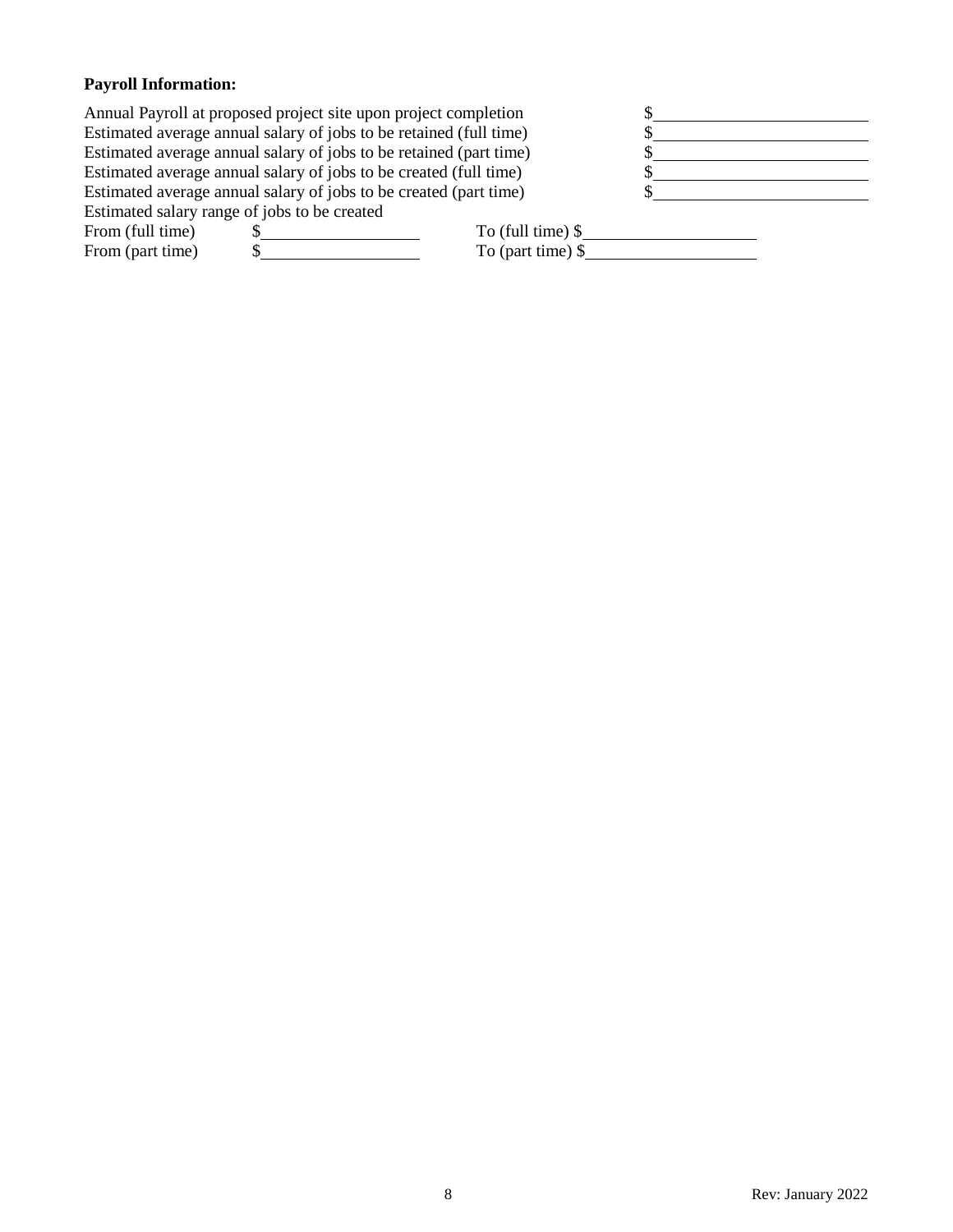**Payroll Information:**

Annual Payroll at proposed project site upon project completion $\_\_\_\_\_\_\_\_\_\_\_\_\_\_\_\_\_\_\_\_\_\_\_\_

Estimated average annual salary of jobs to be retained (full time) $\_\_\_\_\_\_\_\_\_\_\_\_\_\_\_\_\_\_\_\_\_\_\_\_

Estimated average annual salary of jobs to be retained (part time) $\_\_\_\_\_\_\_\_\_\_\_\_\_\_\_\_\_\_\_\_\_\_\_\_

Estimated average annual salary of jobs to be created (full time) $\_\_\_\_\_\_\_\_\_\_\_\_\_\_\_\_\_\_\_\_\_\_\_\_

Estimated average annual salary of jobs to be created (part time) $\_\_\_\_\_\_\_\_\_\_\_\_\_\_\_\_\_\_\_\_\_\_\_\_

Estimated salary range of jobs to be created

From (full time) $\_\_\_\_\_\_\_\_\_\_\_\_\_\_\_\_\_\_ To (full time) $\_\_\_\_\_\_\_\_\_\_\_\_\_\_\_\_\_\_\_\_

From (part time) $\_\_\_\_\_\_\_\_\_\_\_\_\_\_\_\_\_\_ To (part time) $\_\_\_\_\_\_\_\_\_\_\_\_\_\_\_\_\_\_\_\_

Rev: January 2022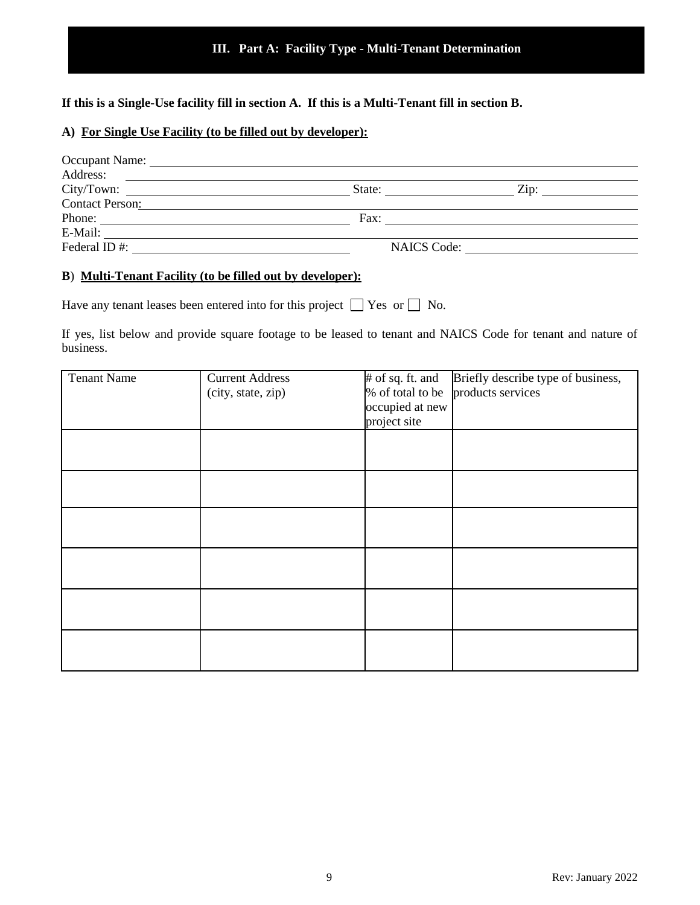## III. Part A: Facility Type - Multi-Tenant Determination

**If this is a Single-Use facility fill in section A. If this is a Multi-Tenant fill in section B.**

**A) <u>For Single Use Facility (to be filled out by developer):</u>**

Occupant Name: ______________________________
Address: ______________________________
City/Town: ______________________________ State: ______________ Zip: ______________
Contact Person: ______________________________
Phone: ______________________________ Fax: ______________________________
E-Mail: ______________________________
Federal ID #: ______________________________ NAICS Code: ______________________________

**B) <u>Multi-Tenant Facility (to be filled out by developer):</u>**

Have any tenant leases been entered into for this project ☐ Yes or ☐ No.

If yes, list below and provide square footage to be leased to tenant and NAICS Code for tenant and nature of business.

| Tenant Name | Current Address (city, state, zip) | # of sq. ft. and % of total to be occupied at new project site | Briefly describe type of business, products services |
|---|---|---|---|
| | | | |
| | | | |
| | | | |
| | | | |
| | | | |
| | | | |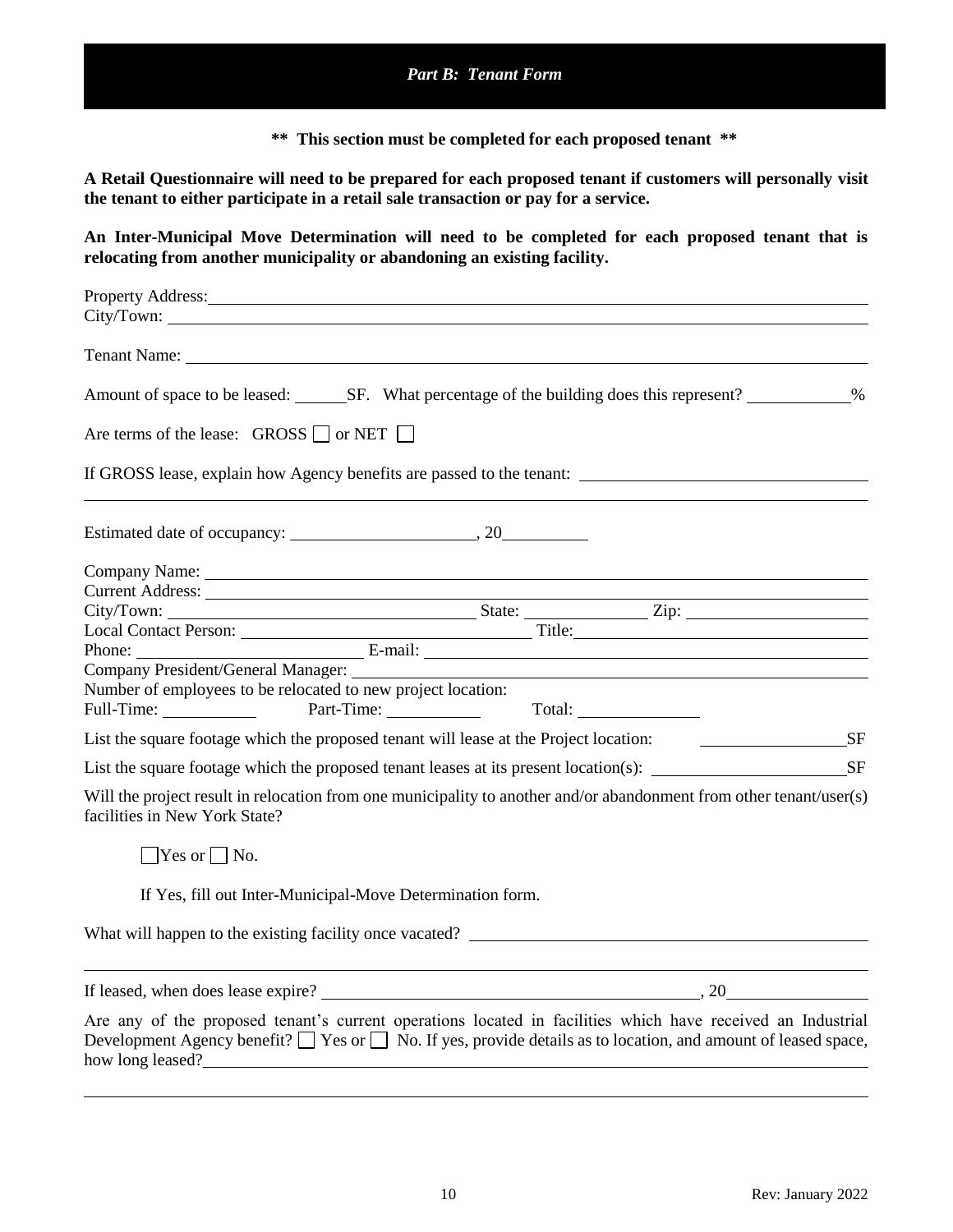## *Part B: Tenant Form*

**\*\* This section must be completed for each proposed tenant \*\***

**A Retail Questionnaire will need to be prepared for each proposed tenant if customers will personally visit the tenant to either participate in a retail sale transaction or pay for a service.**

**An Inter-Municipal Move Determination will need to be completed for each proposed tenant that is relocating from another municipality or abandoning an existing facility.**

Property Address: \_\_\_\_\_\_\_\_\_\_\_\_\_\_\_\_\_\_\_\_\_\_\_\_\_\_\_\_\_\_\_\_\_\_\_\_\_\_\_\_
City/Town: \_\_\_\_\_\_\_\_\_\_\_\_\_\_\_\_\_\_\_\_\_\_\_\_\_\_\_\_\_\_\_\_\_\_\_\_\_\_\_\_

Tenant Name: \_\_\_\_\_\_\_\_\_\_\_\_\_\_\_\_\_\_\_\_\_\_\_\_\_\_\_\_\_\_\_\_\_\_\_\_\_\_\_\_

Amount of space to be leased: \_\_\_\_\_\_SF. What percentage of the building does this represent? \_\_\_\_\_\_\_\_\_\_\_\_%

Are terms of the lease: GROSS ☐ or NET ☐

If GROSS lease, explain how Agency benefits are passed to the tenant: \_\_\_\_\_\_\_\_\_\_\_\_\_\_\_\_\_\_\_\_\_\_\_\_\_\_\_\_\_\_\_\_\_\_\_\_\_\_\_\_

Estimated date of occupancy: \_\_\_\_\_\_\_\_\_\_\_\_\_\_\_\_\_\_\_\_\_\_, 20\_\_\_\_\_\_\_\_\_\_

Company Name: \_\_\_\_\_\_\_\_\_\_\_\_\_\_\_\_\_\_\_\_\_\_\_\_\_\_\_\_\_\_\_\_\_\_\_\_\_\_\_\_
Current Address: \_\_\_\_\_\_\_\_\_\_\_\_\_\_\_\_\_\_\_\_\_\_\_\_\_\_\_\_\_\_\_\_\_\_\_\_\_\_\_\_
City/Town: \_\_\_\_\_\_\_\_\_\_\_\_\_\_\_\_\_\_\_\_ State: \_\_\_\_\_\_\_\_\_\_ Zip: \_\_\_\_\_\_\_\_\_\_
Local Contact Person: \_\_\_\_\_\_\_\_\_\_\_\_\_\_\_\_\_\_\_\_ Title: \_\_\_\_\_\_\_\_\_\_\_\_\_\_\_\_\_\_\_\_
Phone: \_\_\_\_\_\_\_\_\_\_\_\_\_\_\_\_\_\_\_\_ E-mail: \_\_\_\_\_\_\_\_\_\_\_\_\_\_\_\_\_\_\_\_
Company President/General Manager: \_\_\_\_\_\_\_\_\_\_\_\_\_\_\_\_\_\_\_\_\_\_\_\_\_\_\_\_\_\_\_\_\_\_\_\_\_\_\_\_
Number of employees to be relocated to new project location:
Full-Time: \_\_\_\_\_\_\_\_\_\_ Part-Time: \_\_\_\_\_\_\_\_\_\_ Total: \_\_\_\_\_\_\_\_\_\_

List the square footage which the proposed tenant will lease at the Project location: \_\_\_\_\_\_\_\_\_\_\_\_\_\_\_\_SF

List the square footage which the proposed tenant leases at its present location(s): \_\_\_\_\_\_\_\_\_\_\_\_\_\_\_\_SF

Will the project result in relocation from one municipality to another and/or abandonment from other tenant/user(s) facilities in New York State?

☐Yes or ☐ No.

If Yes, fill out Inter-Municipal-Move Determination form.

What will happen to the existing facility once vacated? \_\_\_\_\_\_\_\_\_\_\_\_\_\_\_\_\_\_\_\_\_\_\_\_\_\_\_\_\_\_\_\_\_\_\_\_\_\_\_\_

If leased, when does lease expire? \_\_\_\_\_\_\_\_\_\_\_\_\_\_\_\_\_\_\_\_\_\_\_\_\_\_\_\_\_\_\_\_\_\_\_\_\_\_\_\_, 20\_\_\_\_\_\_\_\_\_\_

Are any of the proposed tenant's current operations located in facilities which have received an Industrial Development Agency benefit? ☐ Yes or ☐ No. If yes, provide details as to location, and amount of leased space, how long leased? \_\_\_\_\_\_\_\_\_\_\_\_\_\_\_\_\_\_\_\_\_\_\_\_\_\_\_\_\_\_\_\_\_\_\_\_\_\_\_\_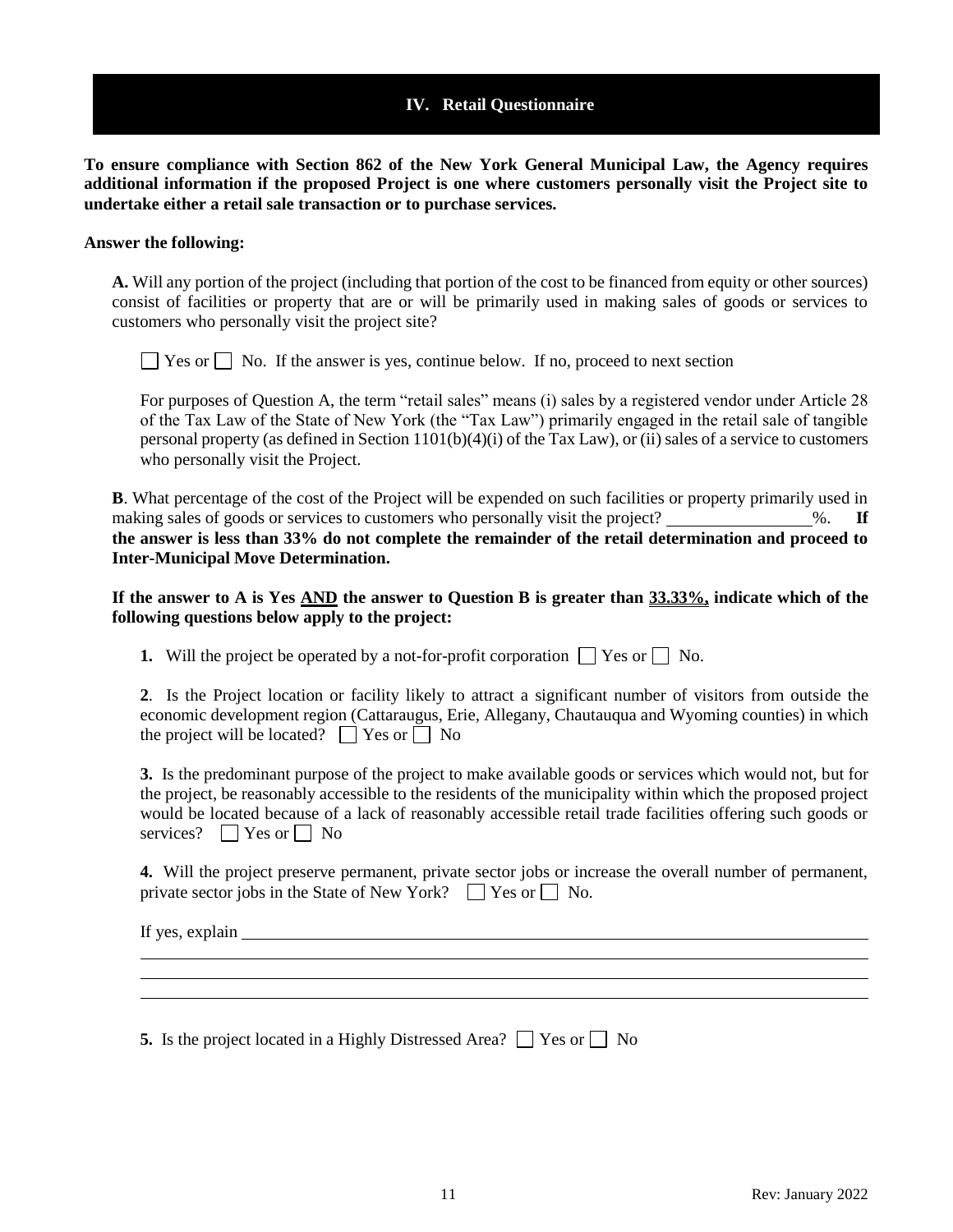## IV. Retail Questionnaire

**To ensure compliance with Section 862 of the New York General Municipal Law, the Agency requires additional information if the proposed Project is one where customers personally visit the Project site to undertake either a retail sale transaction or to purchase services.**

**Answer the following:**

**A.** Will any portion of the project (including that portion of the cost to be financed from equity or other sources) consist of facilities or property that are or will be primarily used in making sales of goods or services to customers who personally visit the project site?

☐ Yes or ☐ No. If the answer is yes, continue below. If no, proceed to next section

For purposes of Question A, the term "retail sales" means (i) sales by a registered vendor under Article 28 of the Tax Law of the State of New York (the "Tax Law") primarily engaged in the retail sale of tangible personal property (as defined in Section 1101(b)(4)(i) of the Tax Law), or (ii) sales of a service to customers who personally visit the Project.

**B**. What percentage of the cost of the Project will be expended on such facilities or property primarily used in making sales of goods or services to customers who personally visit the project? ________________%. **If the answer is less than 33% do not complete the remainder of the retail determination and proceed to Inter-Municipal Move Determination.**

**If the answer to A is Yes <u>AND</u> the answer to Question B is greater than <u>33.33%,</u> indicate which of the following questions below apply to the project:**

**1.** Will the project be operated by a not-for-profit corporation ☐ Yes or ☐ No.

**2**. Is the Project location or facility likely to attract a significant number of visitors from outside the economic development region (Cattaraugus, Erie, Allegany, Chautauqua and Wyoming counties) in which the project will be located? ☐ Yes or ☐ No

**3.** Is the predominant purpose of the project to make available goods or services which would not, but for the project, be reasonably accessible to the residents of the municipality within which the proposed project would be located because of a lack of reasonably accessible retail trade facilities offering such goods or services? ☐ Yes or ☐ No

**4.** Will the project preserve permanent, private sector jobs or increase the overall number of permanent, private sector jobs in the State of New York? ☐ Yes or ☐ No.

If yes, explain ______________________________________________________________

______________________________________________________________________________

______________________________________________________________________________

______________________________________________________________________________

**5.** Is the project located in a Highly Distressed Area? ☐ Yes or ☐ No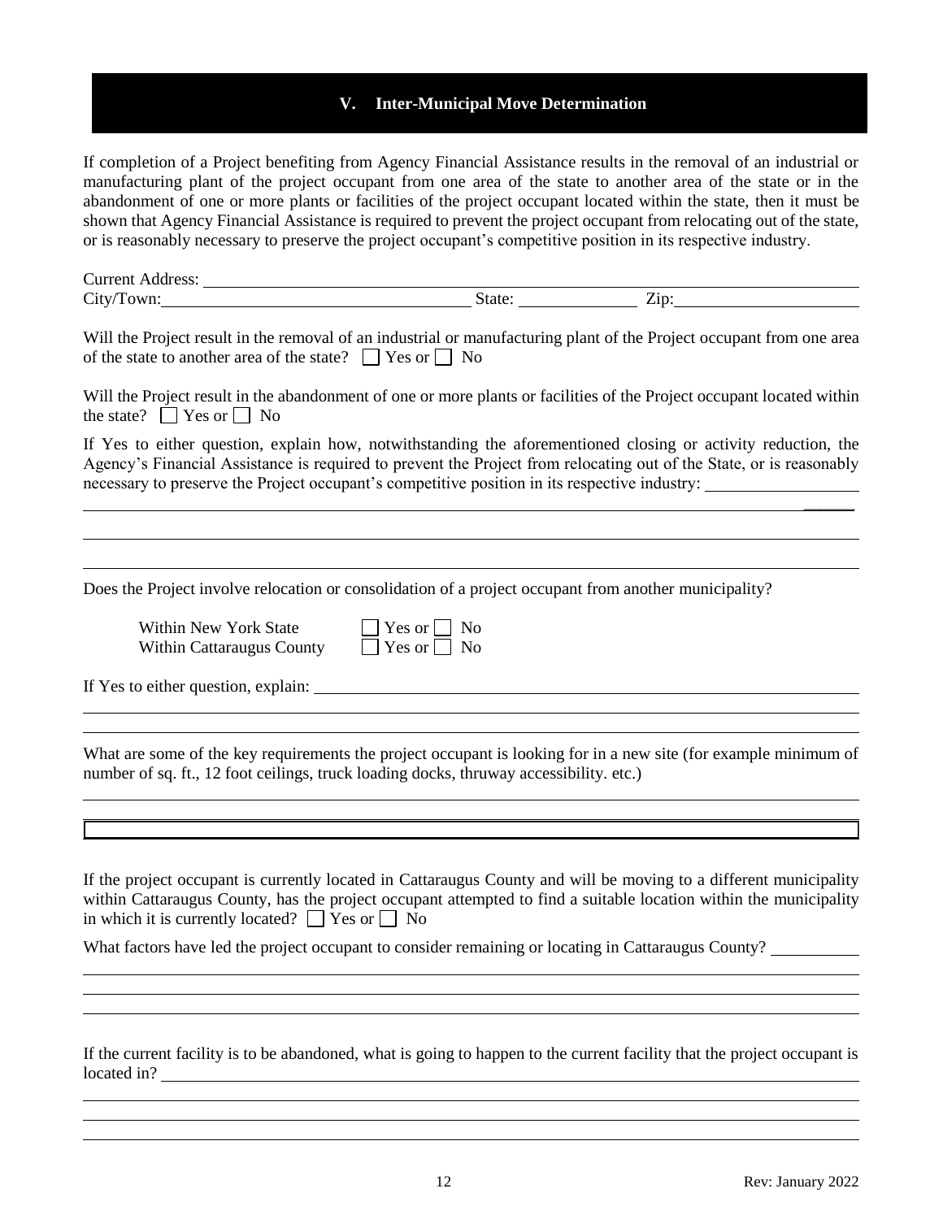## V. Inter-Municipal Move Determination

If completion of a Project benefiting from Agency Financial Assistance results in the removal of an industrial or manufacturing plant of the project occupant from one area of the state to another area of the state or in the abandonment of one or more plants or facilities of the project occupant located within the state, then it must be shown that Agency Financial Assistance is required to prevent the project occupant from relocating out of the state, or is reasonably necessary to preserve the project occupant's competitive position in its respective industry.

Current Address: ______________________________________________

City/Town: ______________________ State: __________ Zip: ______________

Will the Project result in the removal of an industrial or manufacturing plant of the Project occupant from one area of the state to another area of the state? ☐ Yes or ☐ No

Will the Project result in the abandonment of one or more plants or facilities of the Project occupant located within the state? ☐ Yes or ☐ No

If Yes to either question, explain how, notwithstanding the aforementioned closing or activity reduction, the Agency's Financial Assistance is required to prevent the Project from relocating out of the State, or is reasonably necessary to preserve the Project occupant's competitive position in its respective industry: ______________

Does the Project involve relocation or consolidation of a project occupant from another municipality?

Within New York State ☐ Yes or ☐ No

Within Cattaraugus County ☐ Yes or ☐ No

If Yes to either question, explain: ______________________________________________

What are some of the key requirements the project occupant is looking for in a new site (for example minimum of number of sq. ft., 12 foot ceilings, truck loading docks, thruway accessibility. etc.)

If the project occupant is currently located in Cattaraugus County and will be moving to a different municipality within Cattaraugus County, has the project occupant attempted to find a suitable location within the municipality in which it is currently located? ☐ Yes or ☐ No

What factors have led the project occupant to consider remaining or locating in Cattaraugus County? __________

If the current facility is to be abandoned, what is going to happen to the current facility that the project occupant is located in? ______________________________________________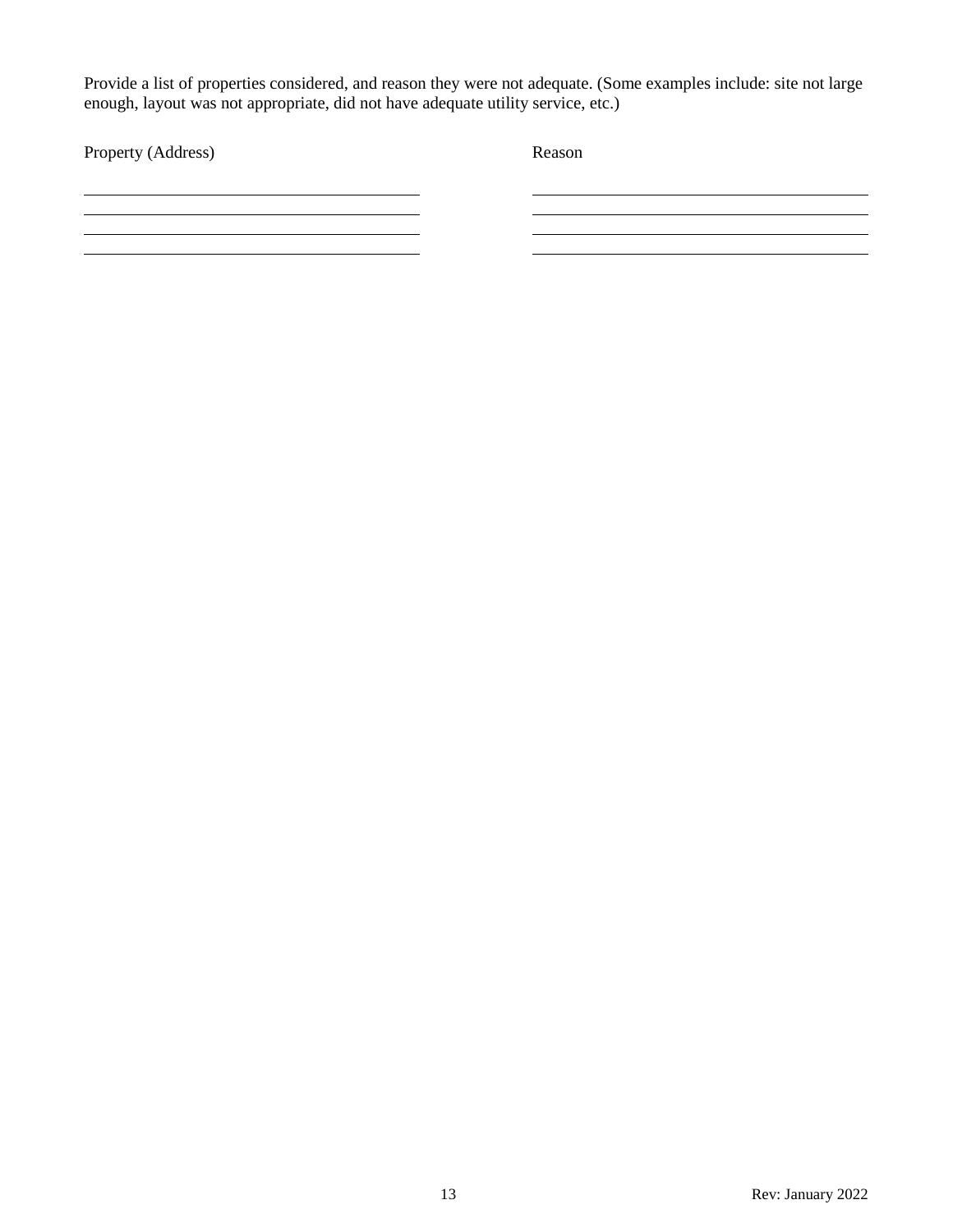Provide a list of properties considered, and reason they were not adequate. (Some examples include: site not large enough, layout was not appropriate, did not have adequate utility service, etc.)

| Property (Address) | Reason |
| --- | --- |
| | |
| | |
| | |
| | |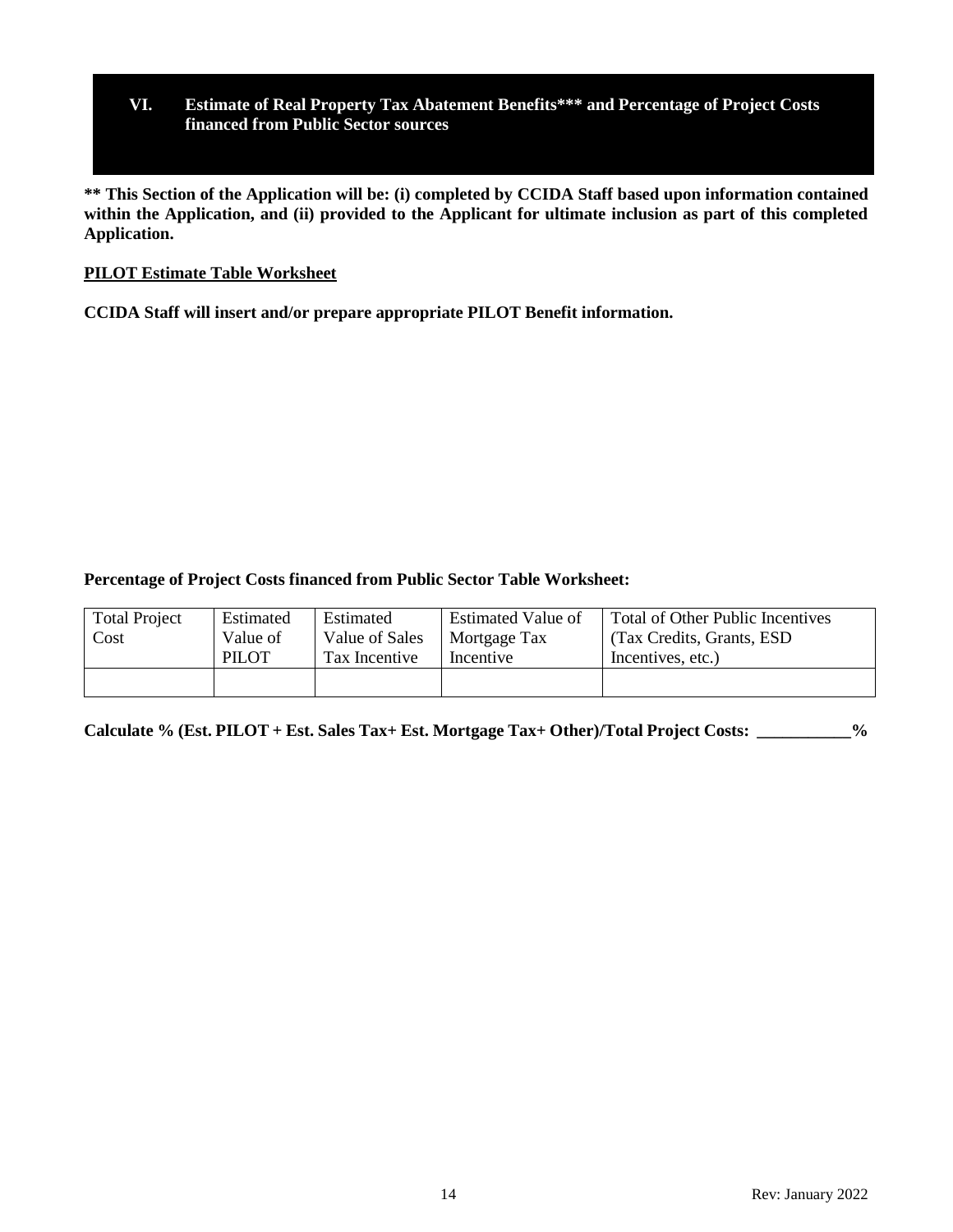## VI. Estimate of Real Property Tax Abatement Benefits*** and Percentage of Project Costs financed from Public Sector sources

**** This Section of the Application will be: (i) completed by CCIDA Staff based upon information contained within the Application, and (ii) provided to the Applicant for ultimate inclusion as part of this completed Application.**

**PILOT Estimate Table Worksheet**

**CCIDA Staff will insert and/or prepare appropriate PILOT Benefit information.**

**Percentage of Project Costs financed from Public Sector Table Worksheet:**

| Total Project Cost | Estimated Value of PILOT | Estimated Value of Sales Tax Incentive | Estimated Value of Mortgage Tax Incentive | Total of Other Public Incentives (Tax Credits, Grants, ESD Incentives, etc.) |
|---|---|---|---|---|
| | | | | |

**Calculate % (Est. PILOT + Est. Sales Tax+ Est. Mortgage Tax+ Other)/Total Project Costs: ___________%**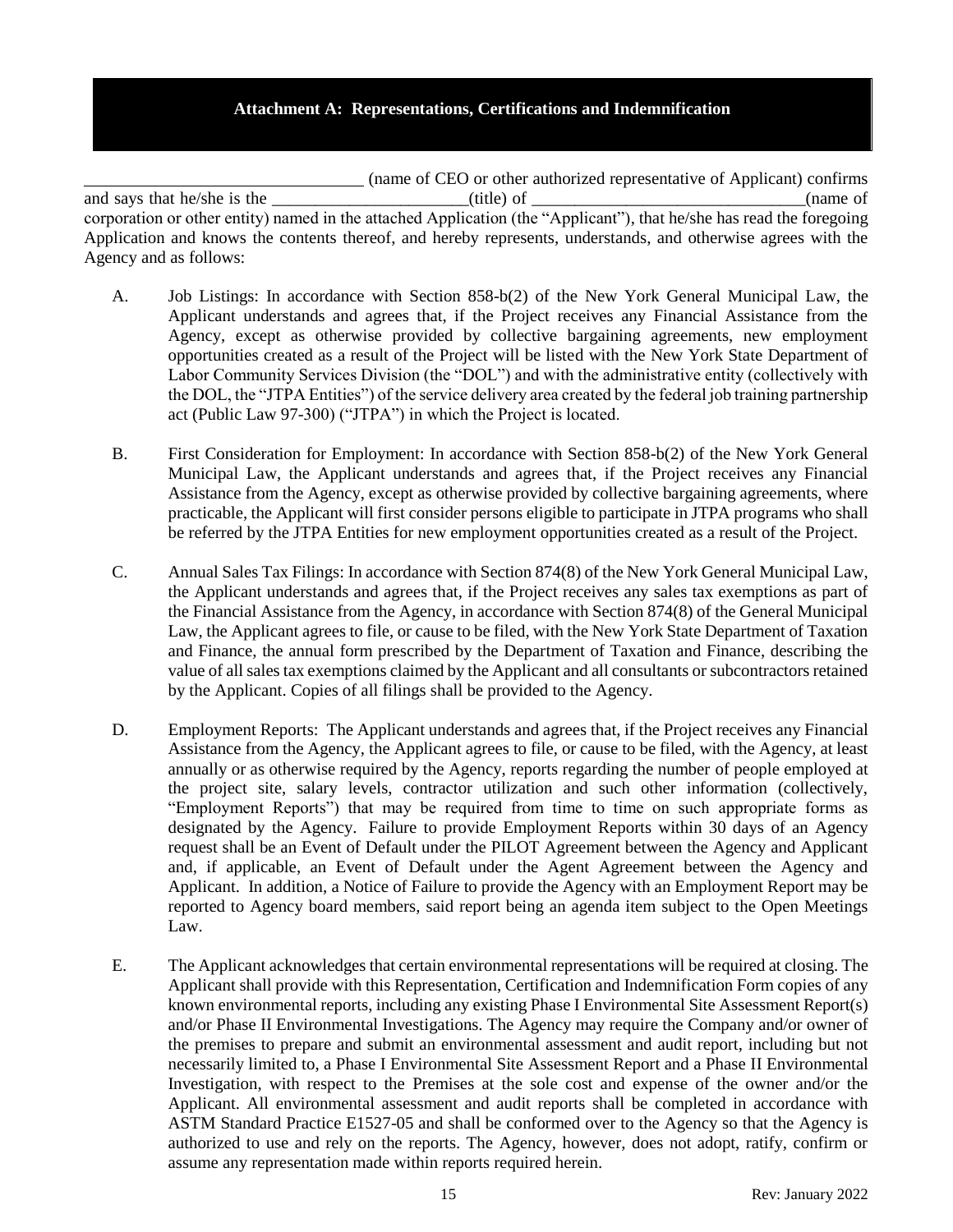## Attachment A: Representations, Certifications and Indemnification

________________________________ (name of CEO or other authorized representative of Applicant) confirms and says that he/she is the ______________________(title) of _______________________________(name of corporation or other entity) named in the attached Application (the "Applicant"), that he/she has read the foregoing Application and knows the contents thereof, and hereby represents, understands, and otherwise agrees with the Agency and as follows:

A. Job Listings: In accordance with Section 858-b(2) of the New York General Municipal Law, the Applicant understands and agrees that, if the Project receives any Financial Assistance from the Agency, except as otherwise provided by collective bargaining agreements, new employment opportunities created as a result of the Project will be listed with the New York State Department of Labor Community Services Division (the "DOL") and with the administrative entity (collectively with the DOL, the "JTPA Entities") of the service delivery area created by the federal job training partnership act (Public Law 97-300) ("JTPA") in which the Project is located.

B. First Consideration for Employment: In accordance with Section 858-b(2) of the New York General Municipal Law, the Applicant understands and agrees that, if the Project receives any Financial Assistance from the Agency, except as otherwise provided by collective bargaining agreements, where practicable, the Applicant will first consider persons eligible to participate in JTPA programs who shall be referred by the JTPA Entities for new employment opportunities created as a result of the Project.

C. Annual Sales Tax Filings: In accordance with Section 874(8) of the New York General Municipal Law, the Applicant understands and agrees that, if the Project receives any sales tax exemptions as part of the Financial Assistance from the Agency, in accordance with Section 874(8) of the General Municipal Law, the Applicant agrees to file, or cause to be filed, with the New York State Department of Taxation and Finance, the annual form prescribed by the Department of Taxation and Finance, describing the value of all sales tax exemptions claimed by the Applicant and all consultants or subcontractors retained by the Applicant. Copies of all filings shall be provided to the Agency.

D. Employment Reports: The Applicant understands and agrees that, if the Project receives any Financial Assistance from the Agency, the Applicant agrees to file, or cause to be filed, with the Agency, at least annually or as otherwise required by the Agency, reports regarding the number of people employed at the project site, salary levels, contractor utilization and such other information (collectively, "Employment Reports") that may be required from time to time on such appropriate forms as designated by the Agency. Failure to provide Employment Reports within 30 days of an Agency request shall be an Event of Default under the PILOT Agreement between the Agency and Applicant and, if applicable, an Event of Default under the Agent Agreement between the Agency and Applicant. In addition, a Notice of Failure to provide the Agency with an Employment Report may be reported to Agency board members, said report being an agenda item subject to the Open Meetings Law.

E. The Applicant acknowledges that certain environmental representations will be required at closing. The Applicant shall provide with this Representation, Certification and Indemnification Form copies of any known environmental reports, including any existing Phase I Environmental Site Assessment Report(s) and/or Phase II Environmental Investigations. The Agency may require the Company and/or owner of the premises to prepare and submit an environmental assessment and audit report, including but not necessarily limited to, a Phase I Environmental Site Assessment Report and a Phase II Environmental Investigation, with respect to the Premises at the sole cost and expense of the owner and/or the Applicant. All environmental assessment and audit reports shall be completed in accordance with ASTM Standard Practice E1527-05 and shall be conformed over to the Agency so that the Agency is authorized to use and rely on the reports. The Agency, however, does not adopt, ratify, confirm or assume any representation made within reports required herein.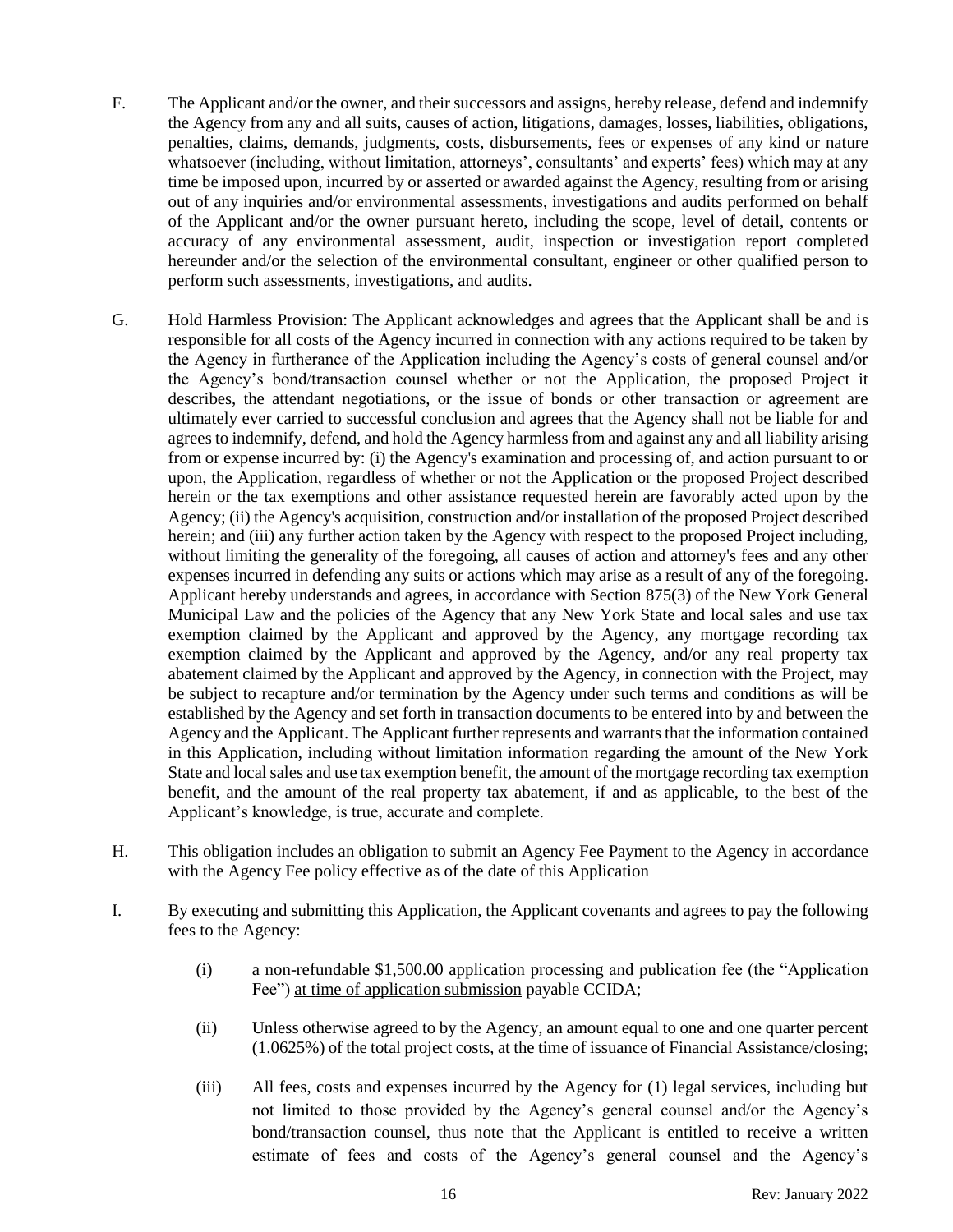F. The Applicant and/or the owner, and their successors and assigns, hereby release, defend and indemnify the Agency from any and all suits, causes of action, litigations, damages, losses, liabilities, obligations, penalties, claims, demands, judgments, costs, disbursements, fees or expenses of any kind or nature whatsoever (including, without limitation, attorneys', consultants' and experts' fees) which may at any time be imposed upon, incurred by or asserted or awarded against the Agency, resulting from or arising out of any inquiries and/or environmental assessments, investigations and audits performed on behalf of the Applicant and/or the owner pursuant hereto, including the scope, level of detail, contents or accuracy of any environmental assessment, audit, inspection or investigation report completed hereunder and/or the selection of the environmental consultant, engineer or other qualified person to perform such assessments, investigations, and audits.

G. Hold Harmless Provision: The Applicant acknowledges and agrees that the Applicant shall be and is responsible for all costs of the Agency incurred in connection with any actions required to be taken by the Agency in furtherance of the Application including the Agency's costs of general counsel and/or the Agency's bond/transaction counsel whether or not the Application, the proposed Project it describes, the attendant negotiations, or the issue of bonds or other transaction or agreement are ultimately ever carried to successful conclusion and agrees that the Agency shall not be liable for and agrees to indemnify, defend, and hold the Agency harmless from and against any and all liability arising from or expense incurred by: (i) the Agency's examination and processing of, and action pursuant to or upon, the Application, regardless of whether or not the Application or the proposed Project described herein or the tax exemptions and other assistance requested herein are favorably acted upon by the Agency; (ii) the Agency's acquisition, construction and/or installation of the proposed Project described herein; and (iii) any further action taken by the Agency with respect to the proposed Project including, without limiting the generality of the foregoing, all causes of action and attorney's fees and any other expenses incurred in defending any suits or actions which may arise as a result of any of the foregoing. Applicant hereby understands and agrees, in accordance with Section 875(3) of the New York General Municipal Law and the policies of the Agency that any New York State and local sales and use tax exemption claimed by the Applicant and approved by the Agency, any mortgage recording tax exemption claimed by the Applicant and approved by the Agency, and/or any real property tax abatement claimed by the Applicant and approved by the Agency, in connection with the Project, may be subject to recapture and/or termination by the Agency under such terms and conditions as will be established by the Agency and set forth in transaction documents to be entered into by and between the Agency and the Applicant. The Applicant further represents and warrants that the information contained in this Application, including without limitation information regarding the amount of the New York State and local sales and use tax exemption benefit, the amount of the mortgage recording tax exemption benefit, and the amount of the real property tax abatement, if and as applicable, to the best of the Applicant's knowledge, is true, accurate and complete.

H. This obligation includes an obligation to submit an Agency Fee Payment to the Agency in accordance with the Agency Fee policy effective as of the date of this Application

I. By executing and submitting this Application, the Applicant covenants and agrees to pay the following fees to the Agency:

   (i) a non-refundable $1,500.00 application processing and publication fee (the "Application Fee") <u>at time of application submission</u> payable CCIDA;

   (ii) Unless otherwise agreed to by the Agency, an amount equal to one and one quarter percent (1.0625%) of the total project costs, at the time of issuance of Financial Assistance/closing;

   (iii) All fees, costs and expenses incurred by the Agency for (1) legal services, including but not limited to those provided by the Agency's general counsel and/or the Agency's bond/transaction counsel, thus note that the Applicant is entitled to receive a written estimate of fees and costs of the Agency's general counsel and the Agency's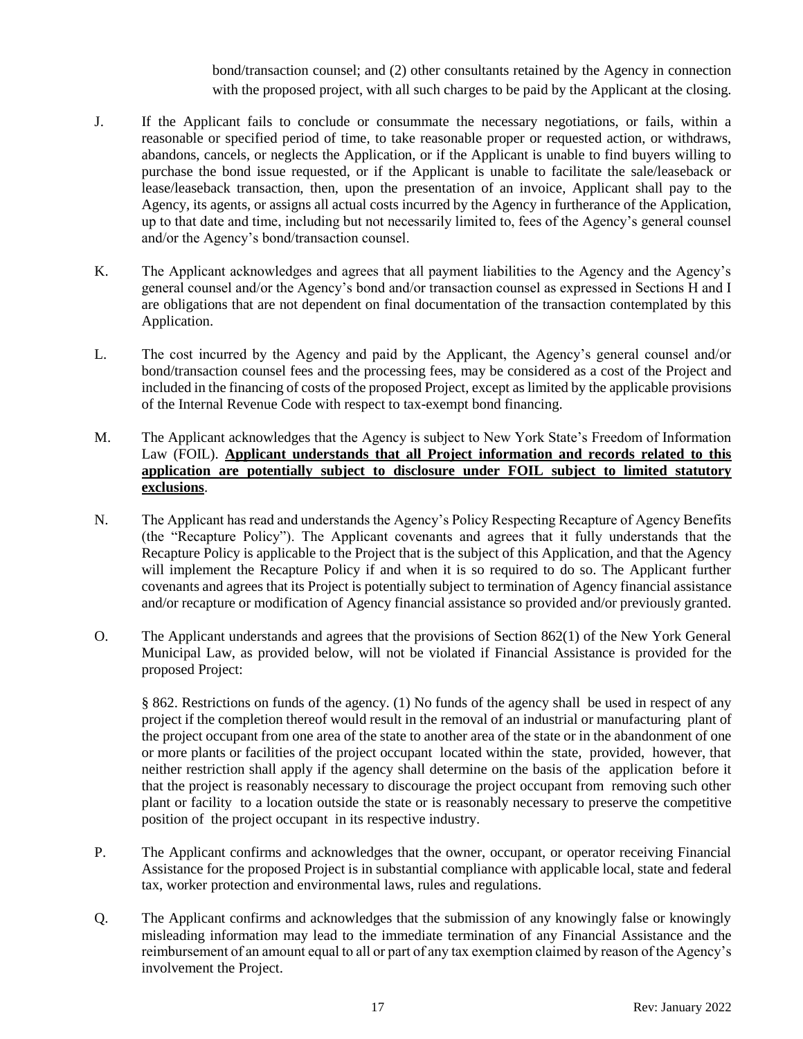bond/transaction counsel; and (2) other consultants retained by the Agency in connection with the proposed project, with all such charges to be paid by the Applicant at the closing.

J. If the Applicant fails to conclude or consummate the necessary negotiations, or fails, within a reasonable or specified period of time, to take reasonable proper or requested action, or withdraws, abandons, cancels, or neglects the Application, or if the Applicant is unable to find buyers willing to purchase the bond issue requested, or if the Applicant is unable to facilitate the sale/leaseback or lease/leaseback transaction, then, upon the presentation of an invoice, Applicant shall pay to the Agency, its agents, or assigns all actual costs incurred by the Agency in furtherance of the Application, up to that date and time, including but not necessarily limited to, fees of the Agency's general counsel and/or the Agency's bond/transaction counsel.

K. The Applicant acknowledges and agrees that all payment liabilities to the Agency and the Agency's general counsel and/or the Agency's bond and/or transaction counsel as expressed in Sections H and I are obligations that are not dependent on final documentation of the transaction contemplated by this Application.

L. The cost incurred by the Agency and paid by the Applicant, the Agency's general counsel and/or bond/transaction counsel fees and the processing fees, may be considered as a cost of the Project and included in the financing of costs of the proposed Project, except as limited by the applicable provisions of the Internal Revenue Code with respect to tax-exempt bond financing.

M. The Applicant acknowledges that the Agency is subject to New York State's Freedom of Information Law (FOIL). **Applicant understands that all Project information and records related to this application are potentially subject to disclosure under FOIL subject to limited statutory exclusions**.

N. The Applicant has read and understands the Agency's Policy Respecting Recapture of Agency Benefits (the "Recapture Policy"). The Applicant covenants and agrees that it fully understands that the Recapture Policy is applicable to the Project that is the subject of this Application, and that the Agency will implement the Recapture Policy if and when it is so required to do so. The Applicant further covenants and agrees that its Project is potentially subject to termination of Agency financial assistance and/or recapture or modification of Agency financial assistance so provided and/or previously granted.

O. The Applicant understands and agrees that the provisions of Section 862(1) of the New York General Municipal Law, as provided below, will not be violated if Financial Assistance is provided for the proposed Project:

   § 862. Restrictions on funds of the agency. (1) No funds of the agency shall be used in respect of any project if the completion thereof would result in the removal of an industrial or manufacturing plant of the project occupant from one area of the state to another area of the state or in the abandonment of one or more plants or facilities of the project occupant located within the state, provided, however, that neither restriction shall apply if the agency shall determine on the basis of the application before it that the project is reasonably necessary to discourage the project occupant from removing such other plant or facility to a location outside the state or is reasonably necessary to preserve the competitive position of the project occupant in its respective industry.

P. The Applicant confirms and acknowledges that the owner, occupant, or operator receiving Financial Assistance for the proposed Project is in substantial compliance with applicable local, state and federal tax, worker protection and environmental laws, rules and regulations.

Q. The Applicant confirms and acknowledges that the submission of any knowingly false or knowingly misleading information may lead to the immediate termination of any Financial Assistance and the reimbursement of an amount equal to all or part of any tax exemption claimed by reason of the Agency's involvement the Project.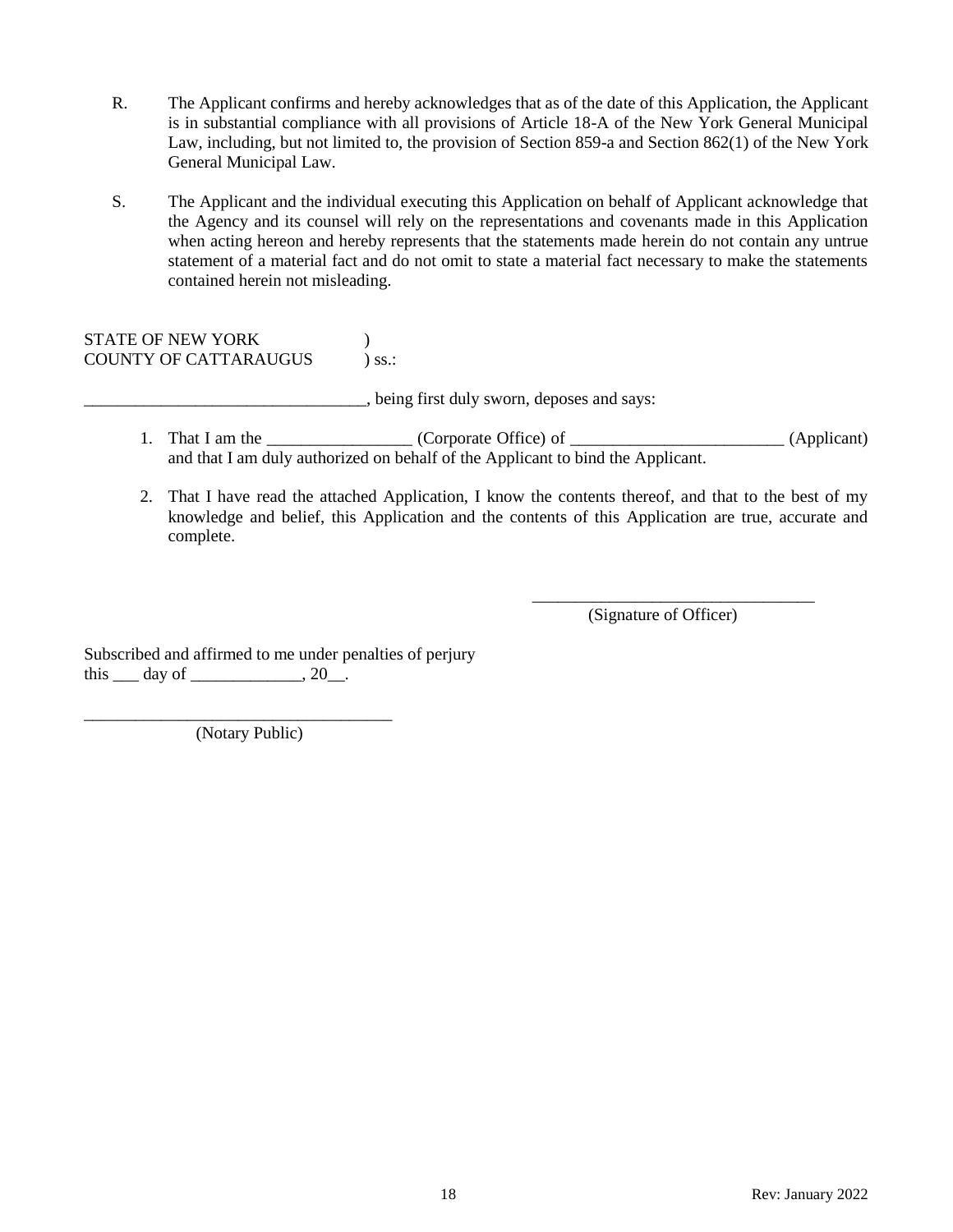R. The Applicant confirms and hereby acknowledges that as of the date of this Application, the Applicant is in substantial compliance with all provisions of Article 18-A of the New York General Municipal Law, including, but not limited to, the provision of Section 859-a and Section 862(1) of the New York General Municipal Law.

S. The Applicant and the individual executing this Application on behalf of Applicant acknowledge that the Agency and its counsel will rely on the representations and covenants made in this Application when acting hereon and hereby represents that the statements made herein do not contain any untrue statement of a material fact and do not omit to state a material fact necessary to make the statements contained herein not misleading.

STATE OF NEW YORK )
COUNTY OF CATTARAUGUS ) ss.:

_________________________________, being first duly sworn, deposes and says:

1. That I am the _________________ (Corporate Office) of _________________________ (Applicant) and that I am duly authorized on behalf of the Applicant to bind the Applicant.

2. That I have read the attached Application, I know the contents thereof, and that to the best of my knowledge and belief, this Application and the contents of this Application are true, accurate and complete.

_________________________________
(Signature of Officer)

Subscribed and affirmed to me under penalties of perjury
this ___ day of _____________, 20__.

___________________________________
(Notary Public)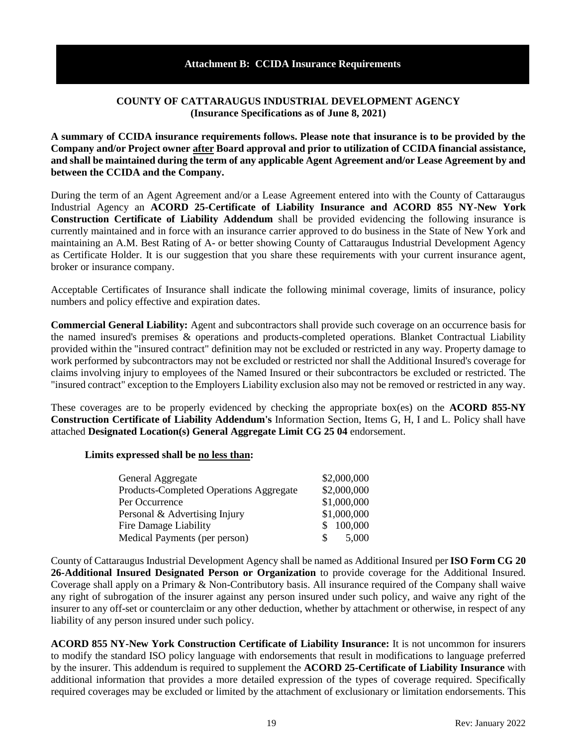## Attachment B: CCIDA Insurance Requirements

**COUNTY OF CATTARAUGUS INDUSTRIAL DEVELOPMENT AGENCY**
**(Insurance Specifications as of June 8, 2021)**

**A summary of CCIDA insurance requirements follows. Please note that insurance is to be provided by the Company and/or Project owner after Board approval and prior to utilization of CCIDA financial assistance, and shall be maintained during the term of any applicable Agent Agreement and/or Lease Agreement by and between the CCIDA and the Company.**

During the term of an Agent Agreement and/or a Lease Agreement entered into with the County of Cattaraugus Industrial Agency an **ACORD 25-Certificate of Liability Insurance and ACORD 855 NY-New York Construction Certificate of Liability Addendum** shall be provided evidencing the following insurance is currently maintained and in force with an insurance carrier approved to do business in the State of New York and maintaining an A.M. Best Rating of A- or better showing County of Cattaraugus Industrial Development Agency as Certificate Holder. It is our suggestion that you share these requirements with your current insurance agent, broker or insurance company.

Acceptable Certificates of Insurance shall indicate the following minimal coverage, limits of insurance, policy numbers and policy effective and expiration dates.

**Commercial General Liability:** Agent and subcontractors shall provide such coverage on an occurrence basis for the named insured's premises & operations and products-completed operations. Blanket Contractual Liability provided within the "insured contract" definition may not be excluded or restricted in any way. Property damage to work performed by subcontractors may not be excluded or restricted nor shall the Additional Insured's coverage for claims involving injury to employees of the Named Insured or their subcontractors be excluded or restricted. The "insured contract" exception to the Employers Liability exclusion also may not be removed or restricted in any way.

These coverages are to be properly evidenced by checking the appropriate box(es) on the **ACORD 855-NY Construction Certificate of Liability Addendum's** Information Section, Items G, H, I and L. Policy shall have attached **Designated Location(s) General Aggregate Limit CG 25 04** endorsement.

**Limits expressed shall be no less than:**

| | |
|---|---|
| General Aggregate | \$2,000,000 |
| Products-Completed Operations Aggregate | \$2,000,000 |
| Per Occurrence | \$1,000,000 |
| Personal & Advertising Injury | \$1,000,000 |
| Fire Damage Liability | \$ 100,000 |
| Medical Payments (per person) | \$ 5,000 |

County of Cattaraugus Industrial Development Agency shall be named as Additional Insured per **ISO Form CG 20 26-Additional Insured Designated Person or Organization** to provide coverage for the Additional Insured. Coverage shall apply on a Primary & Non-Contributory basis. All insurance required of the Company shall waive any right of subrogation of the insurer against any person insured under such policy, and waive any right of the insurer to any off-set or counterclaim or any other deduction, whether by attachment or otherwise, in respect of any liability of any person insured under such policy.

**ACORD 855 NY-New York Construction Certificate of Liability Insurance:** It is not uncommon for insurers to modify the standard ISO policy language with endorsements that result in modifications to language preferred by the insurer. This addendum is required to supplement the **ACORD 25-Certificate of Liability Insurance** with additional information that provides a more detailed expression of the types of coverage required. Specifically required coverages may be excluded or limited by the attachment of exclusionary or limitation endorsements. This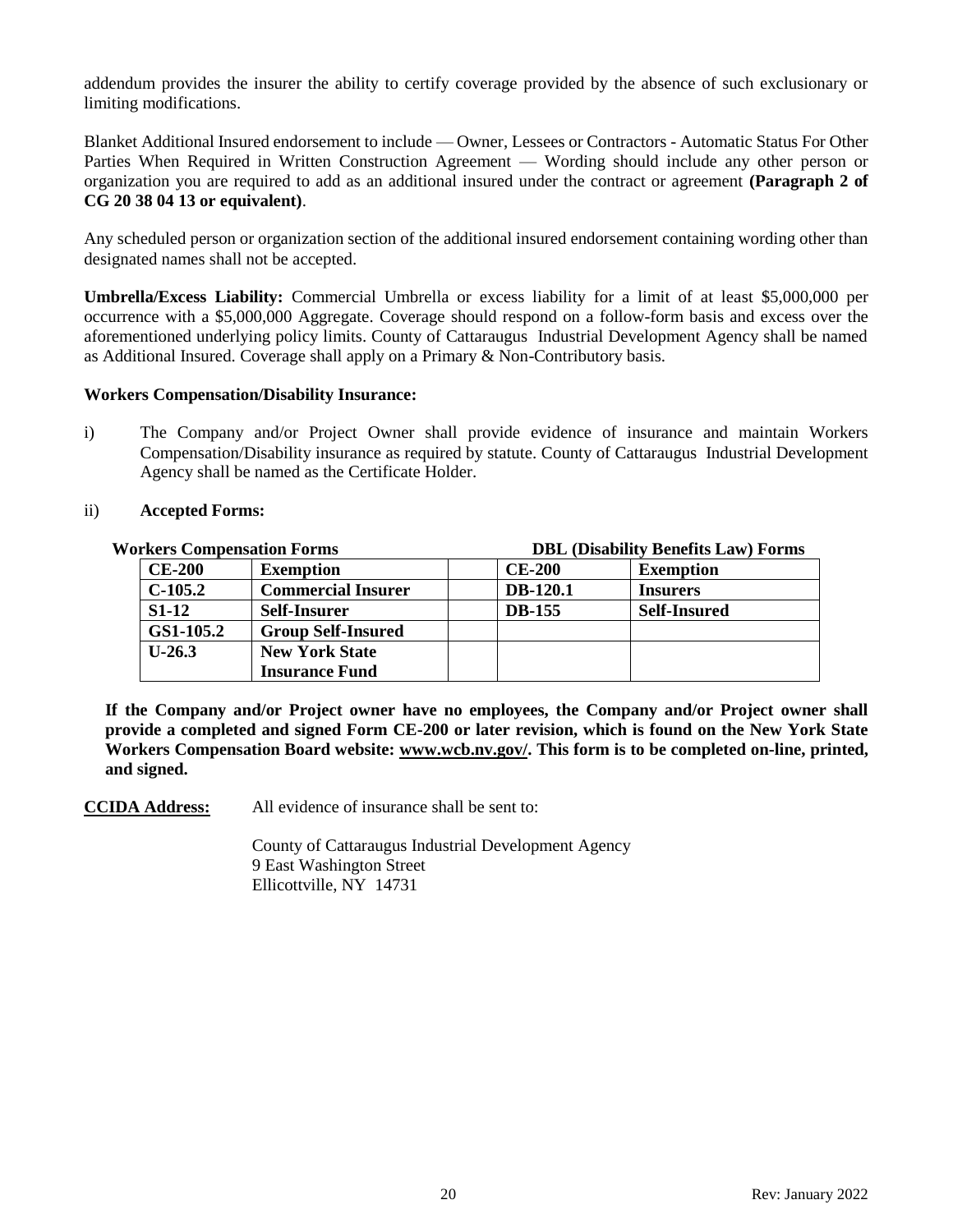addendum provides the insurer the ability to certify coverage provided by the absence of such exclusionary or limiting modifications.

Blanket Additional Insured endorsement to include — Owner, Lessees or Contractors - Automatic Status For Other Parties When Required in Written Construction Agreement — Wording should include any other person or organization you are required to add as an additional insured under the contract or agreement **(Paragraph 2 of CG 20 38 04 13 or equivalent)**.

Any scheduled person or organization section of the additional insured endorsement containing wording other than designated names shall not be accepted.

**Umbrella/Excess Liability:** Commercial Umbrella or excess liability for a limit of at least $5,000,000 per occurrence with a $5,000,000 Aggregate. Coverage should respond on a follow-form basis and excess over the aforementioned underlying policy limits. County of Cattaraugus Industrial Development Agency shall be named as Additional Insured. Coverage shall apply on a Primary & Non-Contributory basis.

**Workers Compensation/Disability Insurance:**

i) The Company and/or Project Owner shall provide evidence of insurance and maintain Workers Compensation/Disability insurance as required by statute. County of Cattaraugus Industrial Development Agency shall be named as the Certificate Holder.

ii) **Accepted Forms:**

| **Workers Compensation Forms** | | | **DBL (Disability Benefits Law) Forms** | |
|---|---|---|---|---|
| **CE-200** | **Exemption** | | **CE-200** | **Exemption** |
| **C-105.2** | **Commercial Insurer** | | **DB-120.1** | **Insurers** |
| **S1-12** | **Self-Insurer** | | **DB-155** | **Self-Insured** |
| **GS1-105.2** | **Group Self-Insured** | | | |
| **U-26.3** | **New York State Insurance Fund** | | | |

**If the Company and/or Project owner have no employees, the Company and/or Project owner shall provide a completed and signed Form CE-200 or later revision, which is found on the New York State Workers Compensation Board website: www.wcb.nv.gov/. This form is to be completed on-line, printed, and signed.**

**CCIDA Address:** All evidence of insurance shall be sent to:

County of Cattaraugus Industrial Development Agency
9 East Washington Street
Ellicottville, NY 14731

Rev: January 2022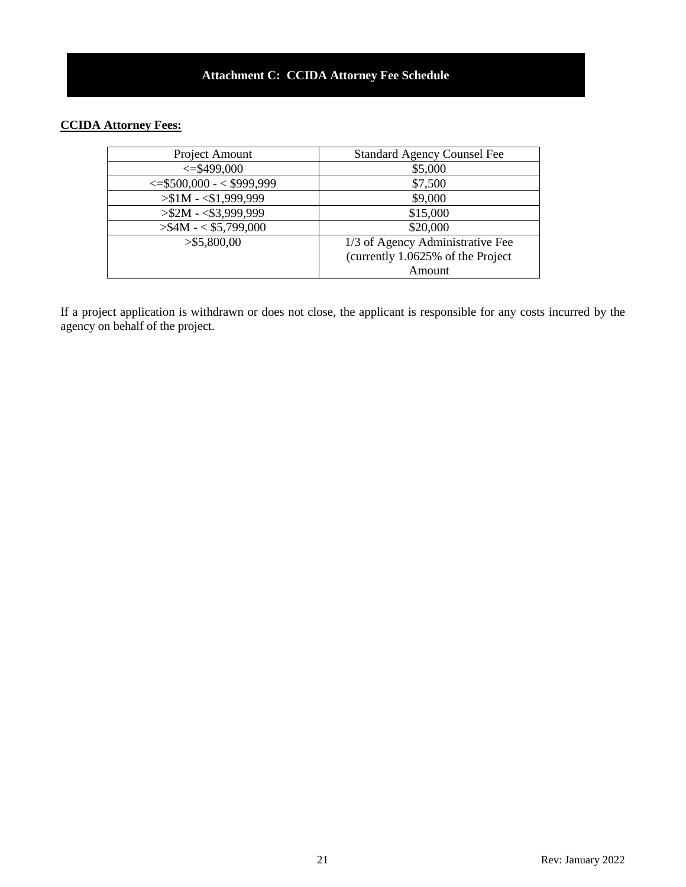# Attachment C: CCIDA Attorney Fee Schedule

**CCIDA Attorney Fees:**

| Project Amount | Standard Agency Counsel Fee |
| --- | --- |
| <=$499,000 | $5,000 |
| <=$500,000 - < $999,999 | $7,500 |
| >$1M - <$1,999,999 | $9,000 |
| >$2M - <$3,999,999 | $15,000 |
| >$4M - < $5,799,000 | $20,000 |
| >$5,800,00 | 1/3 of Agency Administrative Fee (currently 1.0625% of the Project Amount |

If a project application is withdrawn or does not close, the applicant is responsible for any costs incurred by the agency on behalf of the project.

Rev: January 2022